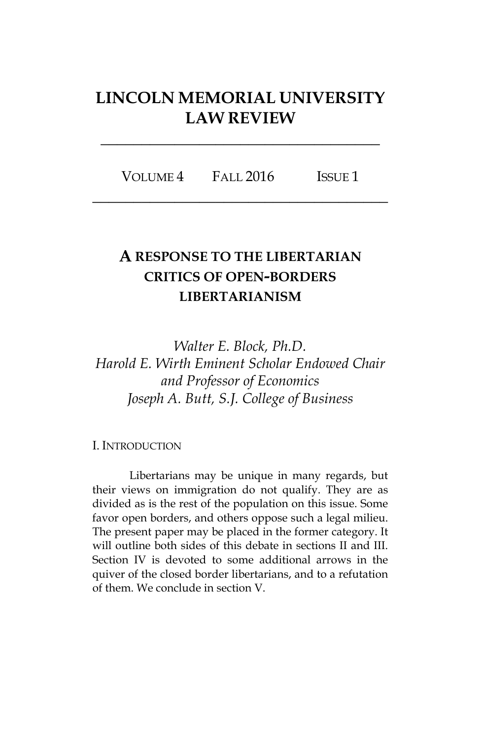# LINCOLN MEMORIAL UNIVERSITY LAW REVIEW

VOLUME 4 FALL 2016 ISSUE 1

## A RESPONSE TO THE LIBERTARIAN CRITICS OF OPEN-BORDERS LIBERTARIANISM

*Walter E. Block, Ph.D.*
*Harold E. Wirth Eminent Scholar Endowed Chair and Professor of Economics*
*Joseph A. Butt, S.J. College of Business*

### I. INTRODUCTION

Libertarians may be unique in many regards, but their views on immigration do not qualify. They are as divided as is the rest of the population on this issue. Some favor open borders, and others oppose such a legal milieu. The present paper may be placed in the former category. It will outline both sides of this debate in sections II and III. Section IV is devoted to some additional arrows in the quiver of the closed border libertarians, and to a refutation of them. We conclude in section V.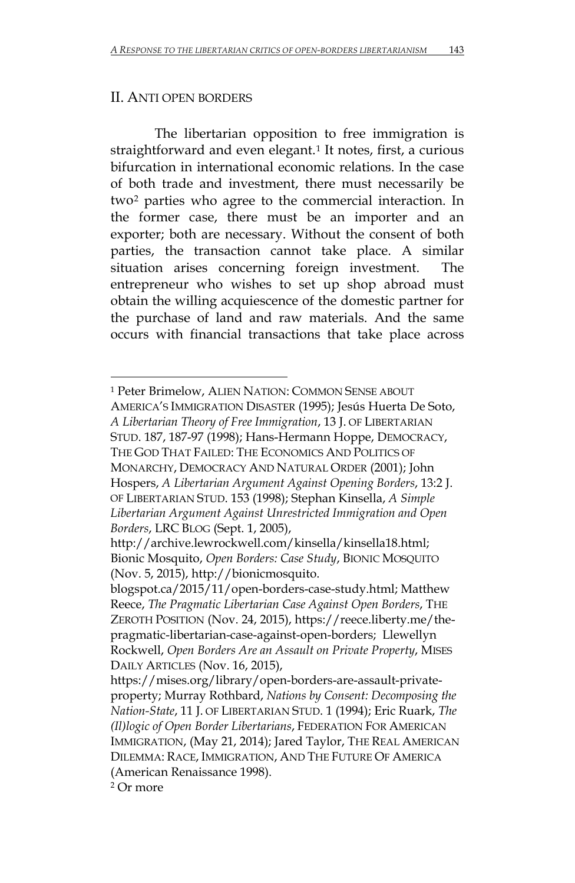## II. ANTI OPEN BORDERS

The libertarian opposition to free immigration is straightforward and even elegant.[1] It notes, first, a curious bifurcation in international economic relations. In the case of both trade and investment, there must necessarily be two[2] parties who agree to the commercial interaction. In the former case, there must be an importer and an exporter; both are necessary. Without the consent of both parties, the transaction cannot take place. A similar situation arises concerning foreign investment. The entrepreneur who wishes to set up shop abroad must obtain the willing acquiescence of the domestic partner for the purchase of land and raw materials. And the same occurs with financial transactions that take place across

---

[1] Peter Brimelow, ALIEN NATION: COMMON SENSE ABOUT AMERICA'S IMMIGRATION DISASTER (1995); Jesús Huerta De Soto, *A Libertarian Theory of Free Immigration*, 13 J. OF LIBERTARIAN STUD. 187, 187-97 (1998); Hans-Hermann Hoppe, DEMOCRACY, THE GOD THAT FAILED: THE ECONOMICS AND POLITICS OF MONARCHY, DEMOCRACY AND NATURAL ORDER (2001); John Hospers, *A Libertarian Argument Against Opening Borders*, 13:2 J. OF LIBERTARIAN STUD. 153 (1998); Stephan Kinsella, *A Simple Libertarian Argument Against Unrestricted Immigration and Open Borders*, LRC BLOG (Sept. 1, 2005), http://archive.lewrockwell.com/kinsella/kinsella18.html; Bionic Mosquito, *Open Borders: Case Study*, BIONIC MOSQUITO (Nov. 5, 2015), http://bionicmosquito.blogspot.ca/2015/11/open-borders-case-study.html; Matthew Reece, *The Pragmatic Libertarian Case Against Open Borders*, THE ZEROTH POSITION (Nov. 24, 2015), https://reece.liberty.me/the-pragmatic-libertarian-case-against-open-borders; Llewellyn Rockwell, *Open Borders Are an Assault on Private Property*, MISES DAILY ARTICLES (Nov. 16, 2015), https://mises.org/library/open-borders-are-assault-private-property; Murray Rothbard, *Nations by Consent: Decomposing the Nation-State*, 11 J. OF LIBERTARIAN STUD. 1 (1994); Eric Ruark, *The (Il)logic of Open Border Libertarians*, FEDERATION FOR AMERICAN IMMIGRATION, (May 21, 2014); Jared Taylor, THE REAL AMERICAN DILEMMA: RACE, IMMIGRATION, AND THE FUTURE OF AMERICA (American Renaissance 1998).

[2] Or more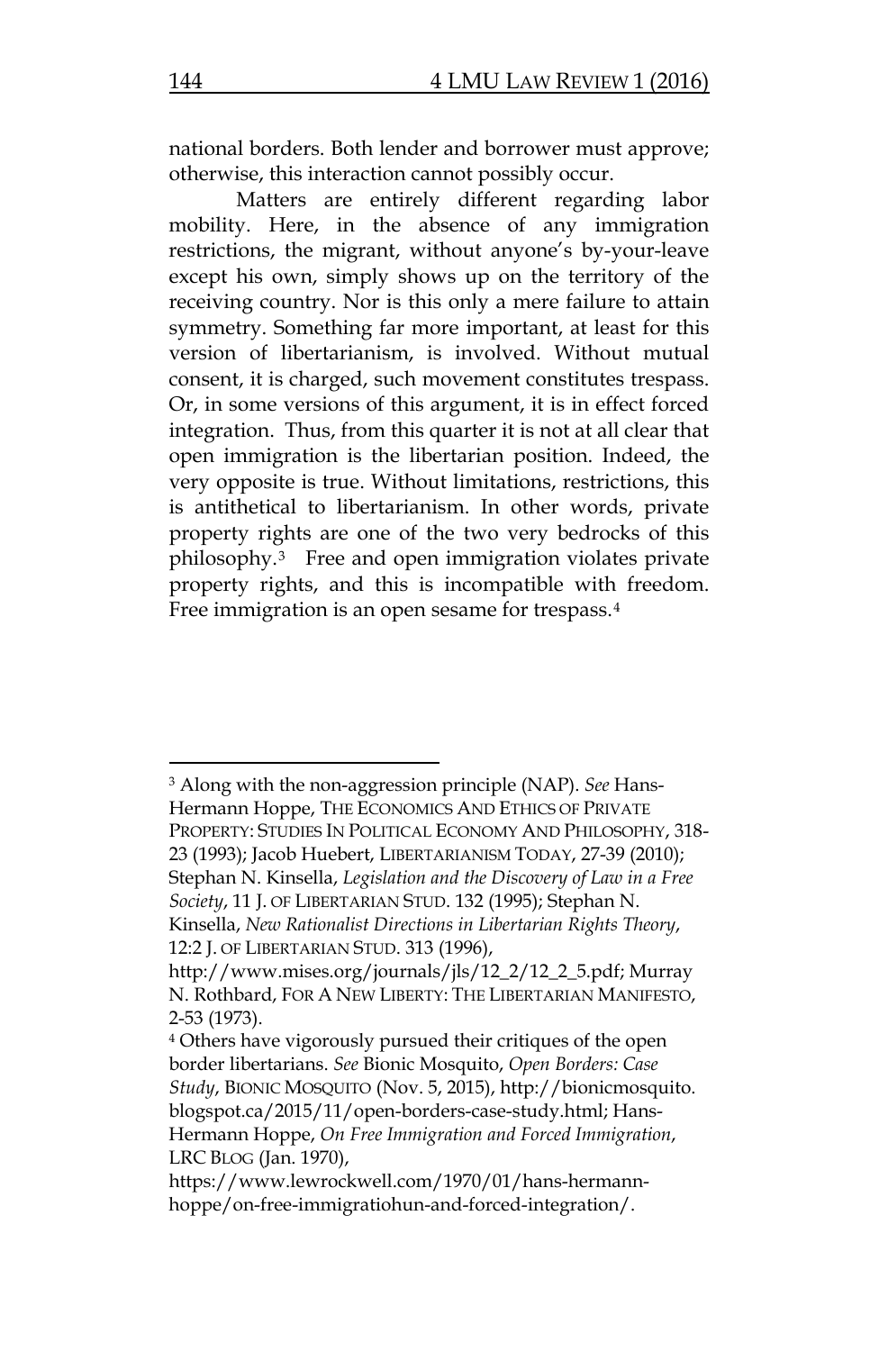national borders. Both lender and borrower must approve; otherwise, this interaction cannot possibly occur.

Matters are entirely different regarding labor mobility. Here, in the absence of any immigration restrictions, the migrant, without anyone's by-your-leave except his own, simply shows up on the territory of the receiving country. Nor is this only a mere failure to attain symmetry. Something far more important, at least for this version of libertarianism, is involved. Without mutual consent, it is charged, such movement constitutes trespass. Or, in some versions of this argument, it is in effect forced integration. Thus, from this quarter it is not at all clear that open immigration is the libertarian position. Indeed, the very opposite is true. Without limitations, restrictions, this is antithetical to libertarianism. In other words, private property rights are one of the two very bedrocks of this philosophy.[3] Free and open immigration violates private property rights, and this is incompatible with freedom. Free immigration is an open sesame for trespass.[4]

---

[3] Along with the non-aggression principle (NAP). *See* Hans-Hermann Hoppe, THE ECONOMICS AND ETHICS OF PRIVATE PROPERTY: STUDIES IN POLITICAL ECONOMY AND PHILOSOPHY, 318-23 (1993); Jacob Huebert, LIBERTARIANISM TODAY, 27-39 (2010); Stephan N. Kinsella, *Legislation and the Discovery of Law in a Free Society*, 11 J. OF LIBERTARIAN STUD. 132 (1995); Stephan N. Kinsella, *New Rationalist Directions in Libertarian Rights Theory*, 12:2 J. OF LIBERTARIAN STUD. 313 (1996), http://www.mises.org/journals/jls/12_2/12_2_5.pdf; Murray N. Rothbard, FOR A NEW LIBERTY: THE LIBERTARIAN MANIFESTO, 2-53 (1973).

[4] Others have vigorously pursued their critiques of the open border libertarians. *See* Bionic Mosquito, *Open Borders: Case Study*, BIONIC MOSQUITO (Nov. 5, 2015), http://bionicmosquito.blogspot.ca/2015/11/open-borders-case-study.html; Hans-Hermann Hoppe, *On Free Immigration and Forced Immigration*, LRC BLOG (Jan. 1970), https://www.lewrockwell.com/1970/01/hans-hermann-hoppe/on-free-immigratiohun-and-forced-integration/.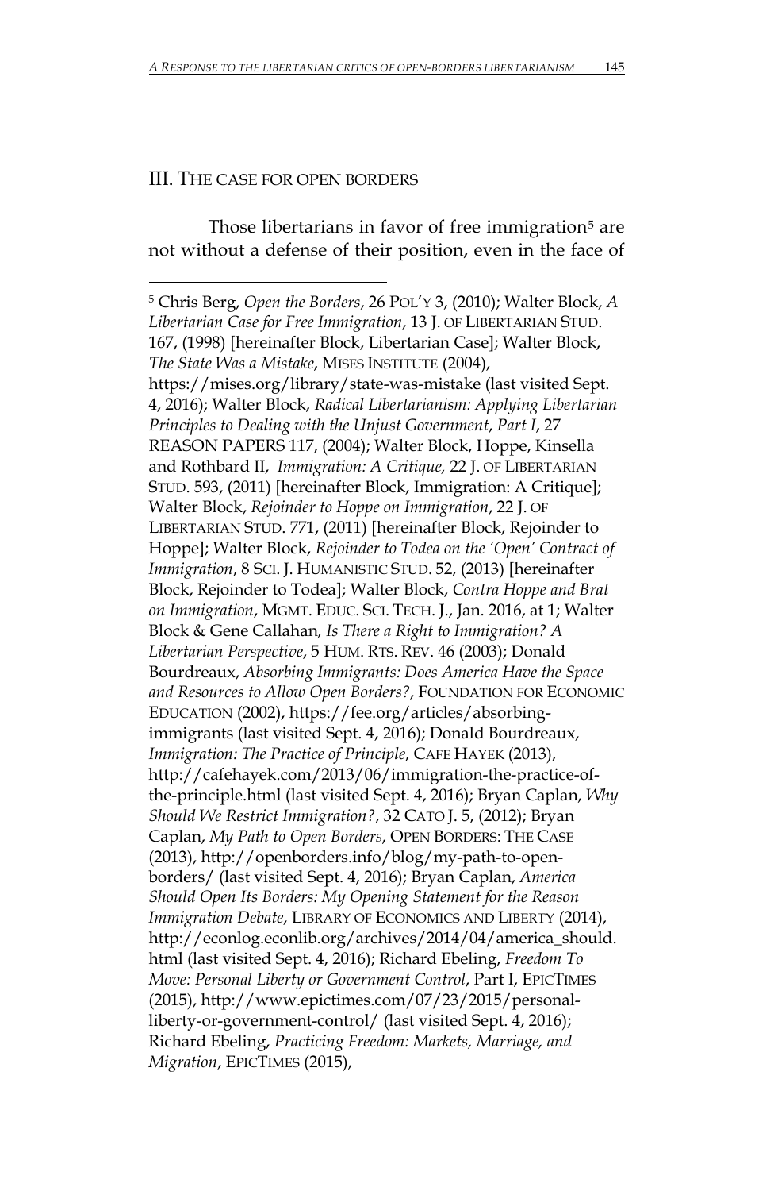## III. The case for open borders

Those libertarians in favor of free immigration[5] are not without a defense of their position, even in the face of

[5] Chris Berg, *Open the Borders*, 26 POL'Y 3, (2010); Walter Block, *A Libertarian Case for Free Immigration*, 13 J. OF LIBERTARIAN STUD. 167, (1998) [hereinafter Block, Libertarian Case]; Walter Block, *The State Was a Mistake*, MISES INSTITUTE (2004), https://mises.org/library/state-was-mistake (last visited Sept. 4, 2016); Walter Block, *Radical Libertarianism: Applying Libertarian Principles to Dealing with the Unjust Government*, *Part I*, 27 REASON PAPERS 117, (2004); Walter Block, Hoppe, Kinsella and Rothbard II, *Immigration: A Critique,* 22 J. OF LIBERTARIAN STUD. 593, (2011) [hereinafter Block, Immigration: A Critique]; Walter Block, *Rejoinder to Hoppe on Immigration*, 22 J. OF LIBERTARIAN STUD. 771, (2011) [hereinafter Block, Rejoinder to Hoppe]; Walter Block, *Rejoinder to Todea on the 'Open' Contract of Immigration*, 8 SCI. J. HUMANISTIC STUD. 52, (2013) [hereinafter Block, Rejoinder to Todea]; Walter Block, *Contra Hoppe and Brat on Immigration*, MGMT. EDUC. SCI. TECH. J., Jan. 2016, at 1; Walter Block & Gene Callahan*, Is There a Right to Immigration? A Libertarian Perspective*, 5 HUM. RTS. REV. 46 (2003); Donald Bourdreaux, *Absorbing Immigrants: Does America Have the Space and Resources to Allow Open Borders?*, FOUNDATION FOR ECONOMIC EDUCATION (2002), https://fee.org/articles/absorbing-immigrants (last visited Sept. 4, 2016); Donald Bourdreaux, *Immigration: The Practice of Principle*, CAFE HAYEK (2013), http://cafehayek.com/2013/06/immigration-the-practice-of-the-principle.html (last visited Sept. 4, 2016); Bryan Caplan, *Why Should We Restrict Immigration?*, 32 CATO J. 5, (2012); Bryan Caplan, *My Path to Open Borders*, OPEN BORDERS: THE CASE (2013), http://openborders.info/blog/my-path-to-open-borders/ (last visited Sept. 4, 2016); Bryan Caplan, *America Should Open Its Borders: My Opening Statement for the Reason Immigration Debate*, LIBRARY OF ECONOMICS AND LIBERTY (2014), http://econlog.econlib.org/archives/2014/04/america_should.html (last visited Sept. 4, 2016); Richard Ebeling, *Freedom To Move: Personal Liberty or Government Control*, Part I, EPICTIMES (2015), http://www.epictimes.com/07/23/2015/personal-liberty-or-government-control/ (last visited Sept. 4, 2016); Richard Ebeling, *Practicing Freedom: Markets, Marriage, and Migration*, EPICTIMES (2015),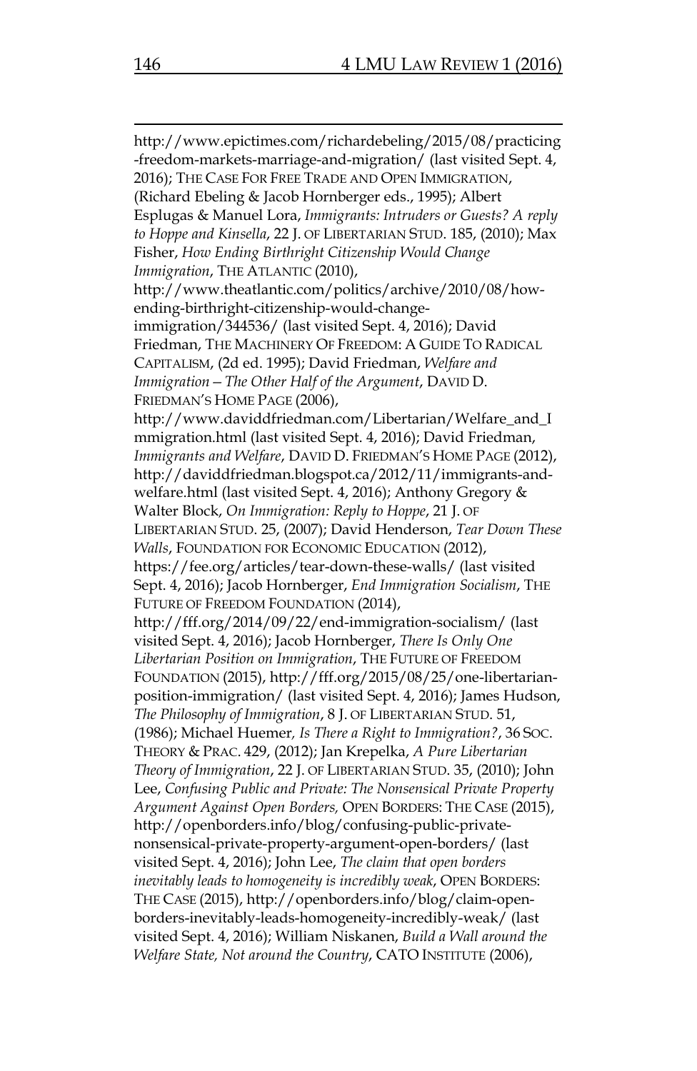http://www.epictimes.com/richardebeling/2015/08/practicing-freedom-markets-marriage-and-migration/ (last visited Sept. 4, 2016); THE CASE FOR FREE TRADE AND OPEN IMMIGRATION, (Richard Ebeling & Jacob Hornberger eds., 1995); Albert Esplugas & Manuel Lora, *Immigrants: Intruders or Guests? A reply to Hoppe and Kinsella*, 22 J. OF LIBERTARIAN STUD. 185, (2010); Max Fisher, *How Ending Birthright Citizenship Would Change Immigration*, THE ATLANTIC (2010), http://www.theatlantic.com/politics/archive/2010/08/how-ending-birthright-citizenship-would-change-immigration/344536/ (last visited Sept. 4, 2016); David Friedman, THE MACHINERY OF FREEDOM: A GUIDE TO RADICAL CAPITALISM, (2d ed. 1995); David Friedman, *Welfare and Immigration – The Other Half of the Argument*, DAVID D. FRIEDMAN'S HOME PAGE (2006), http://www.daviddfriedman.com/Libertarian/Welfare_and_Immigration.html (last visited Sept. 4, 2016); David Friedman, *Immigrants and Welfare*, DAVID D. FRIEDMAN'S HOME PAGE (2012), http://daviddfriedman.blogspot.ca/2012/11/immigrants-and-welfare.html (last visited Sept. 4, 2016); Anthony Gregory & Walter Block, *On Immigration: Reply to Hoppe*, 21 J. OF LIBERTARIAN STUD. 25, (2007); David Henderson, *Tear Down These Walls*, FOUNDATION FOR ECONOMIC EDUCATION (2012), https://fee.org/articles/tear-down-these-walls/ (last visited Sept. 4, 2016); Jacob Hornberger, *End Immigration Socialism*, THE FUTURE OF FREEDOM FOUNDATION (2014), http://fff.org/2014/09/22/end-immigration-socialism/ (last visited Sept. 4, 2016); Jacob Hornberger, *There Is Only One Libertarian Position on Immigration*, THE FUTURE OF FREEDOM FOUNDATION (2015), http://fff.org/2015/08/25/one-libertarian-position-immigration/ (last visited Sept. 4, 2016); James Hudson, *The Philosophy of Immigration*, 8 J. OF LIBERTARIAN STUD. 51, (1986); Michael Huemer, *Is There a Right to Immigration?*, 36 SOC. THEORY & PRAC. 429, (2012); Jan Krepelka, *A Pure Libertarian Theory of Immigration*, 22 J. OF LIBERTARIAN STUD. 35, (2010); John Lee, *Confusing Public and Private: The Nonsensical Private Property Argument Against Open Borders,* OPEN BORDERS: THE CASE (2015), http://openborders.info/blog/confusing-public-private-nonsensical-private-property-argument-open-borders/ (last visited Sept. 4, 2016); John Lee, *The claim that open borders inevitably leads to homogeneity is incredibly weak*, OPEN BORDERS: THE CASE (2015), http://openborders.info/blog/claim-open-borders-inevitably-leads-homogeneity-incredibly-weak/ (last visited Sept. 4, 2016); William Niskanen, *Build a Wall around the Welfare State, Not around the Country*, CATO INSTITUTE (2006),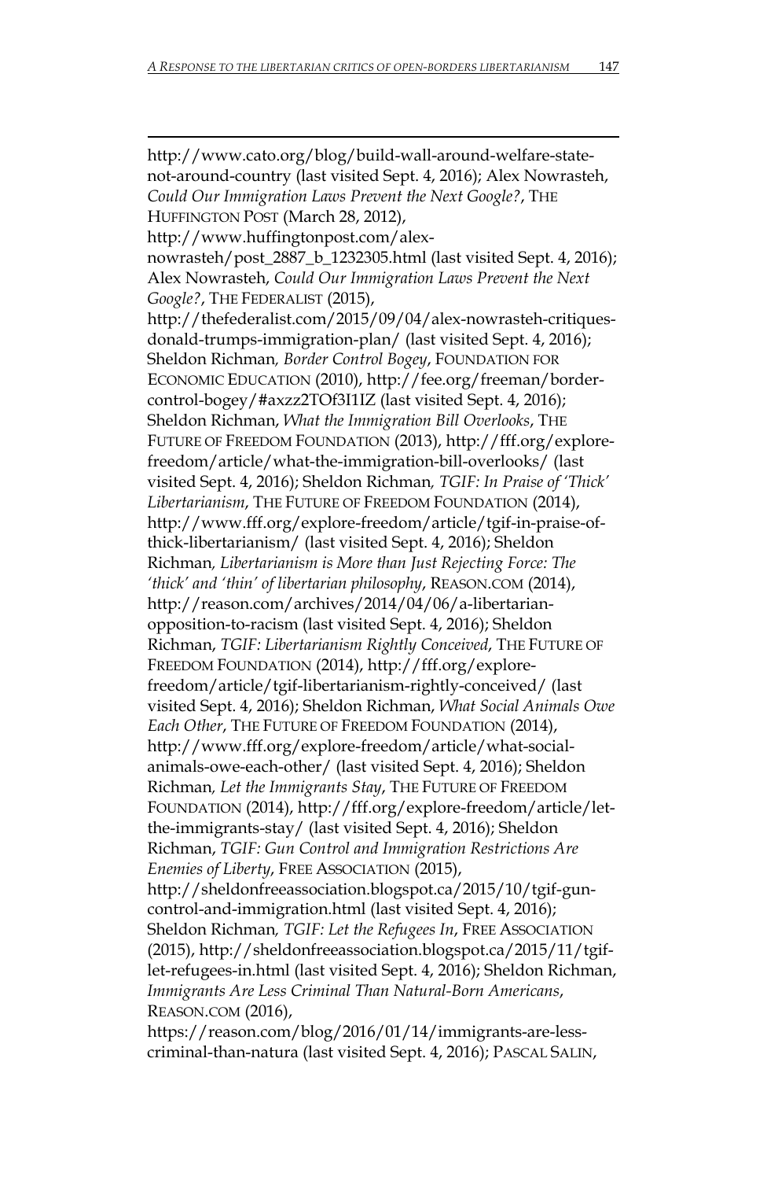http://www.cato.org/blog/build-wall-around-welfare-state-not-around-country (last visited Sept. 4, 2016); Alex Nowrasteh, *Could Our Immigration Laws Prevent the Next Google?*, THE HUFFINGTON POST (March 28, 2012), http://www.huffingtonpost.com/alex-nowrasteh/post_2887_b_1232305.html (last visited Sept. 4, 2016); Alex Nowrasteh, *Could Our Immigration Laws Prevent the Next Google?*, THE FEDERALIST (2015), http://thefederalist.com/2015/09/04/alex-nowrasteh-critiques-donald-trumps-immigration-plan/ (last visited Sept. 4, 2016); Sheldon Richman, *Border Control Bogey*, FOUNDATION FOR ECONOMIC EDUCATION (2010), http://fee.org/freeman/border-control-bogey/#axzz2TOf3I1IZ (last visited Sept. 4, 2016); Sheldon Richman, *What the Immigration Bill Overlooks*, THE FUTURE OF FREEDOM FOUNDATION (2013), http://fff.org/explore-freedom/article/what-the-immigration-bill-overlooks/ (last visited Sept. 4, 2016); Sheldon Richman, *TGIF: In Praise of 'Thick' Libertarianism*, THE FUTURE OF FREEDOM FOUNDATION (2014), http://www.fff.org/explore-freedom/article/tgif-in-praise-of-thick-libertarianism/ (last visited Sept. 4, 2016); Sheldon Richman, *Libertarianism is More than Just Rejecting Force: The 'thick' and 'thin' of libertarian philosophy*, REASON.COM (2014), http://reason.com/archives/2014/04/06/a-libertarian-opposition-to-racism (last visited Sept. 4, 2016); Sheldon Richman, *TGIF: Libertarianism Rightly Conceived*, THE FUTURE OF FREEDOM FOUNDATION (2014), http://fff.org/explore-freedom/article/tgif-libertarianism-rightly-conceived/ (last visited Sept. 4, 2016); Sheldon Richman, *What Social Animals Owe Each Other*, THE FUTURE OF FREEDOM FOUNDATION (2014), http://www.fff.org/explore-freedom/article/what-social-animals-owe-each-other/ (last visited Sept. 4, 2016); Sheldon Richman, *Let the Immigrants Stay*, THE FUTURE OF FREEDOM FOUNDATION (2014), http://fff.org/explore-freedom/article/let-the-immigrants-stay/ (last visited Sept. 4, 2016); Sheldon Richman, *TGIF: Gun Control and Immigration Restrictions Are Enemies of Liberty*, FREE ASSOCIATION (2015), http://sheldonfreeassociation.blogspot.ca/2015/10/tgif-gun-control-and-immigration.html (last visited Sept. 4, 2016); Sheldon Richman, *TGIF: Let the Refugees In*, FREE ASSOCIATION (2015), http://sheldonfreeassociation.blogspot.ca/2015/11/tgif-let-refugees-in.html (last visited Sept. 4, 2016); Sheldon Richman, *Immigrants Are Less Criminal Than Natural-Born Americans*, REASON.COM (2016), https://reason.com/blog/2016/01/14/immigrants-are-less-criminal-than-natura (last visited Sept. 4, 2016); PASCAL SALIN,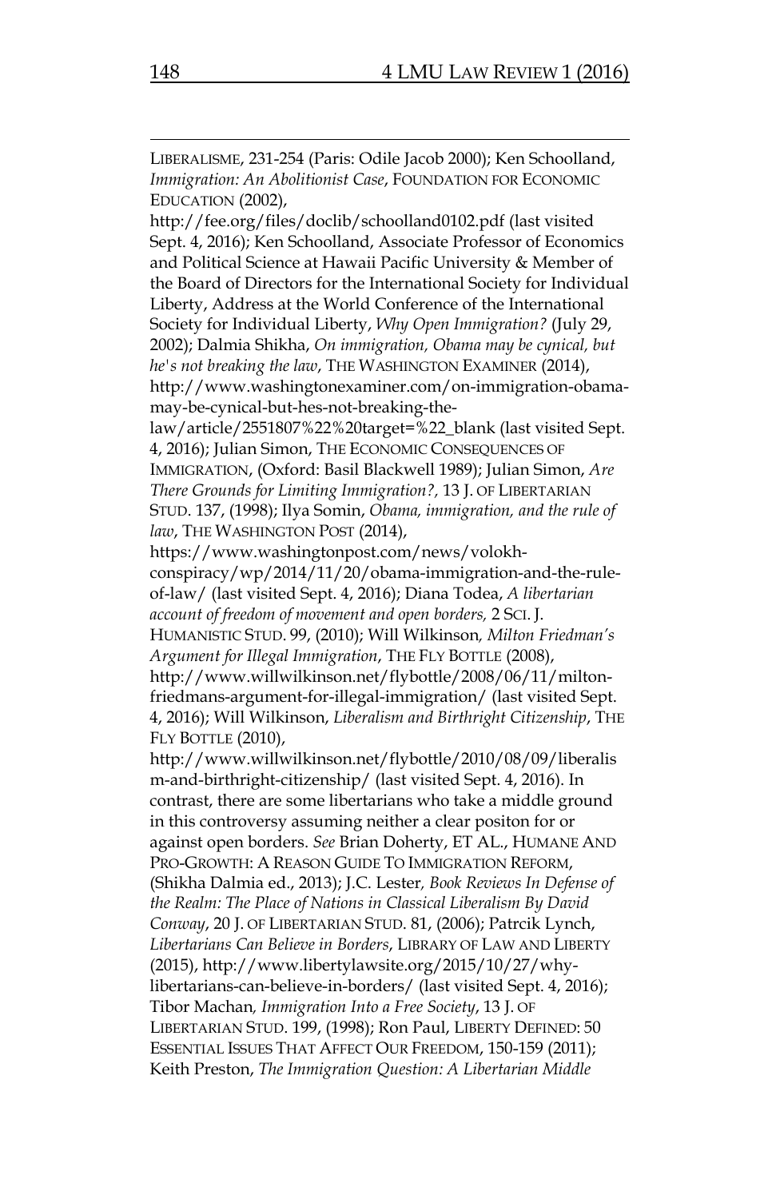LIBERALISME, 231-254 (Paris: Odile Jacob 2000); Ken Schoolland, *Immigration: An Abolitionist Case*, FOUNDATION FOR ECONOMIC EDUCATION (2002), http://fee.org/files/doclib/schoolland0102.pdf (last visited Sept. 4, 2016); Ken Schoolland, Associate Professor of Economics and Political Science at Hawaii Pacific University & Member of the Board of Directors for the International Society for Individual Liberty, Address at the World Conference of the International Society for Individual Liberty, *Why Open Immigration?* (July 29, 2002); Dalmia Shikha, *On immigration, Obama may be cynical, but he's not breaking the law*, THE WASHINGTON EXAMINER (2014), http://www.washingtonexaminer.com/on-immigration-obama-may-be-cynical-but-hes-not-breaking-the-law/article/2551807%22%20target=%22_blank (last visited Sept. 4, 2016); Julian Simon, THE ECONOMIC CONSEQUENCES OF IMMIGRATION, (Oxford: Basil Blackwell 1989); Julian Simon, *Are There Grounds for Limiting Immigration?*, 13 J. OF LIBERTARIAN STUD. 137, (1998); Ilya Somin, *Obama, immigration, and the rule of law*, THE WASHINGTON POST (2014), https://www.washingtonpost.com/news/volokh-conspiracy/wp/2014/11/20/obama-immigration-and-the-rule-of-law/ (last visited Sept. 4, 2016); Diana Todea, *A libertarian account of freedom of movement and open borders,* 2 SCI. J. HUMANISTIC STUD. 99, (2010); Will Wilkinson, *Milton Friedman's Argument for Illegal Immigration*, THE FLY BOTTLE (2008), http://www.willwilkinson.net/flybottle/2008/06/11/milton-friedmans-argument-for-illegal-immigration/ (last visited Sept. 4, 2016); Will Wilkinson, *Liberalism and Birthright Citizenship*, THE FLY BOTTLE (2010), http://www.willwilkinson.net/flybottle/2010/08/09/liberalism-and-birthright-citizenship/ (last visited Sept. 4, 2016). In contrast, there are some libertarians who take a middle ground in this controversy assuming neither a clear positon for or against open borders. *See* Brian Doherty, ET AL., HUMANE AND PRO-GROWTH: A REASON GUIDE TO IMMIGRATION REFORM, (Shikha Dalmia ed., 2013); J.C. Lester, *Book Reviews In Defense of the Realm: The Place of Nations in Classical Liberalism By David Conway*, 20 J. OF LIBERTARIAN STUD. 81, (2006); Patrcik Lynch, *Libertarians Can Believe in Borders*, LIBRARY OF LAW AND LIBERTY (2015), http://www.libertylawsite.org/2015/10/27/why-libertarians-can-believe-in-borders/ (last visited Sept. 4, 2016); Tibor Machan, *Immigration Into a Free Society*, 13 J. OF LIBERTARIAN STUD. 199, (1998); Ron Paul, LIBERTY DEFINED: 50 ESSENTIAL ISSUES THAT AFFECT OUR FREEDOM, 150-159 (2011); Keith Preston, *The Immigration Question: A Libertarian Middle*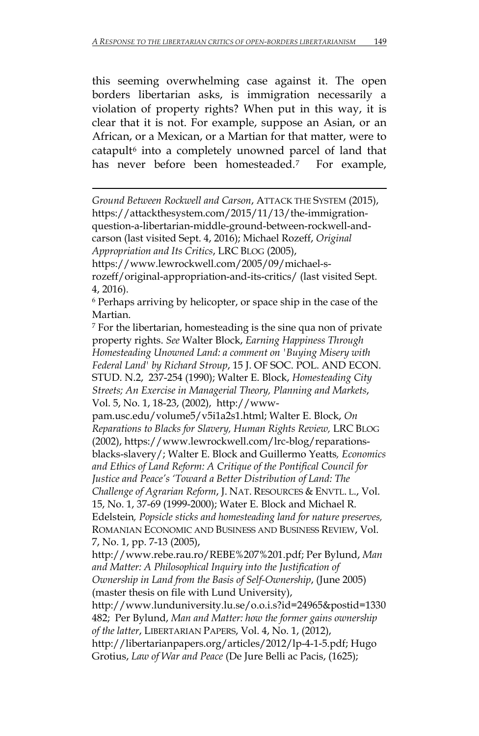this seeming overwhelming case against it. The open borders libertarian asks, is immigration necessarily a violation of property rights? When put in this way, it is clear that it is not. For example, suppose an Asian, or an African, or a Mexican, or a Martian for that matter, were to catapult[6] into a completely unowned parcel of land that has never before been homesteaded.[7] For example,

---

*Ground Between Rockwell and Carson*, ATTACK THE SYSTEM (2015), https://attackthesystem.com/2015/11/13/the-immigration-question-a-libertarian-middle-ground-between-rockwell-and-carson (last visited Sept. 4, 2016); Michael Rozeff, *Original Appropriation and Its Critics*, LRC BLOG (2005), https://www.lewrockwell.com/2005/09/michael-s-rozeff/original-appropriation-and-its-critics/ (last visited Sept. 4, 2016).

[6] Perhaps arriving by helicopter, or space ship in the case of the Martian.

[7] For the libertarian, homesteading is the sine qua non of private property rights. *See* Walter Block, *Earning Happiness Through Homesteading Unowned Land: a comment on 'Buying Misery with Federal Land' by Richard Stroup*, 15 J. OF SOC. POL. AND ECON. STUD. N.2, 237-254 (1990); Walter E. Block, *Homesteading City Streets; An Exercise in Managerial Theory, Planning and Markets*, Vol. 5, No. 1, 18-23, (2002), http://www-pam.usc.edu/volume5/v5i1a2s1.html; Walter E. Block, *On Reparations to Blacks for Slavery, Human Rights Review,* LRC BLOG (2002), https://www.lewrockwell.com/lrc-blog/reparations-blacks-slavery/; Walter E. Block and Guillermo Yeatts*, Economics and Ethics of Land Reform: A Critique of the Pontifical Council for Justice and Peace's 'Toward a Better Distribution of Land: The Challenge of Agrarian Reform*, J. NAT. RESOURCES & ENVTL. L., Vol. 15, No. 1, 37-69 (1999-2000); Water E. Block and Michael R. Edelstein*, Popsicle sticks and homesteading land for nature preserves,* ROMANIAN ECONOMIC AND BUSINESS AND BUSINESS REVIEW, Vol. 7, No. 1, pp. 7-13 (2005), http://www.rebe.rau.ro/REBE%207%201.pdf; Per Bylund, *Man and Matter: A Philosophical Inquiry into the Justification of Ownership in Land from the Basis of Self-Ownership*, (June 2005) (master thesis on file with Lund University), http://www.lunduniversity.lu.se/o.o.i.s?id=24965&postid=1330482; Per Bylund, *Man and Matter: how the former gains ownership of the latter*, LIBERTARIAN PAPERS, Vol. 4, No. 1, (2012), http://libertarianpapers.org/articles/2012/lp-4-1-5.pdf; Hugo Grotius, *Law of War and Peace* (De Jure Belli ac Pacis, (1625);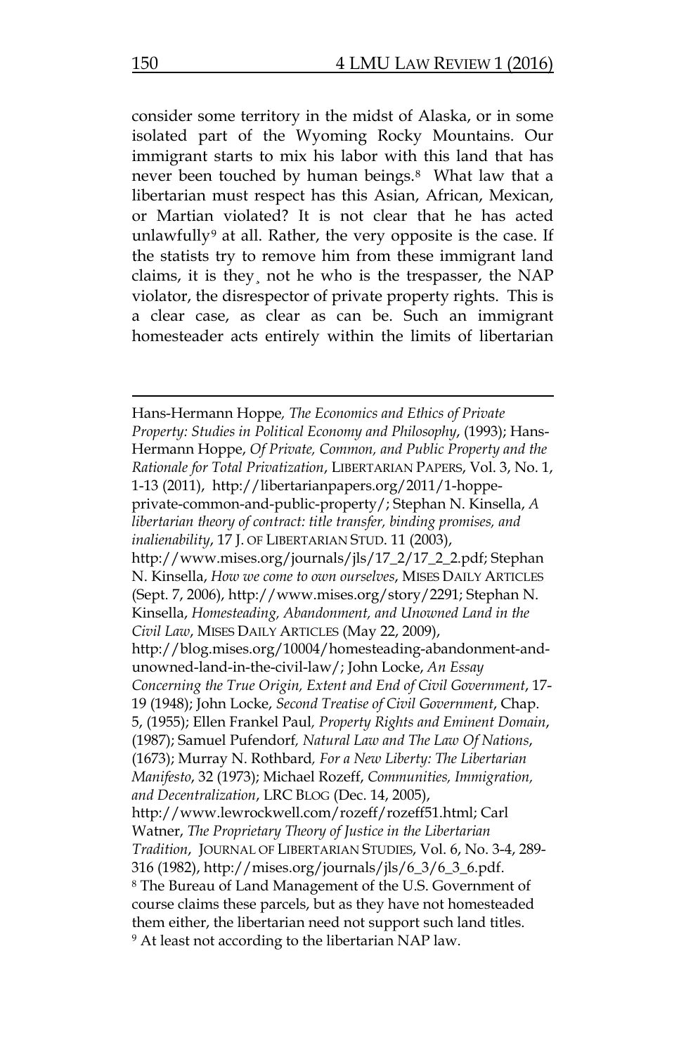consider some territory in the midst of Alaska, or in some isolated part of the Wyoming Rocky Mountains. Our immigrant starts to mix his labor with this land that has never been touched by human beings.[8] What law that a libertarian must respect has this Asian, African, Mexican, or Martian violated? It is not clear that he has acted unlawfully[9] at all. Rather, the very opposite is the case. If the statists try to remove him from these immigrant land claims, it is they¸ not he who is the trespasser, the NAP violator, the disrespector of private property rights. This is a clear case, as clear as can be. Such an immigrant homesteader acts entirely within the limits of libertarian

---

Hans-Hermann Hoppe, *The Economics and Ethics of Private Property: Studies in Political Economy and Philosophy*, (1993); Hans-Hermann Hoppe, *Of Private, Common, and Public Property and the Rationale for Total Privatization*, LIBERTARIAN PAPERS, Vol. 3, No. 1, 1-13 (2011), http://libertarianpapers.org/2011/1-hoppe-private-common-and-public-property/; Stephan N. Kinsella, *A libertarian theory of contract: title transfer, binding promises, and inalienability*, 17 J. OF LIBERTARIAN STUD. 11 (2003), http://www.mises.org/journals/jls/17_2/17_2_2.pdf; Stephan N. Kinsella, *How we come to own ourselves*, MISES DAILY ARTICLES (Sept. 7, 2006), http://www.mises.org/story/2291; Stephan N. Kinsella, *Homesteading, Abandonment, and Unowned Land in the Civil Law*, MISES DAILY ARTICLES (May 22, 2009), http://blog.mises.org/10004/homesteading-abandonment-and-unowned-land-in-the-civil-law/; John Locke, *An Essay Concerning the True Origin, Extent and End of Civil Government*, 17-19 (1948); John Locke, *Second Treatise of Civil Government*, Chap. 5, (1955); Ellen Frankel Paul, *Property Rights and Eminent Domain*, (1987); Samuel Pufendorf, *Natural Law and The Law Of Nations*, (1673); Murray N. Rothbard, *For a New Liberty: The Libertarian Manifesto*, 32 (1973); Michael Rozeff, *Communities, Immigration, and Decentralization*, LRC BLOG (Dec. 14, 2005), http://www.lewrockwell.com/rozeff/rozeff51.html; Carl Watner, *The Proprietary Theory of Justice in the Libertarian Tradition*, JOURNAL OF LIBERTARIAN STUDIES, Vol. 6, No. 3-4, 289-316 (1982), http://mises.org/journals/jls/6_3/6_3_6.pdf.

[8] The Bureau of Land Management of the U.S. Government of course claims these parcels, but as they have not homesteaded them either, the libertarian need not support such land titles.

[9] At least not according to the libertarian NAP law.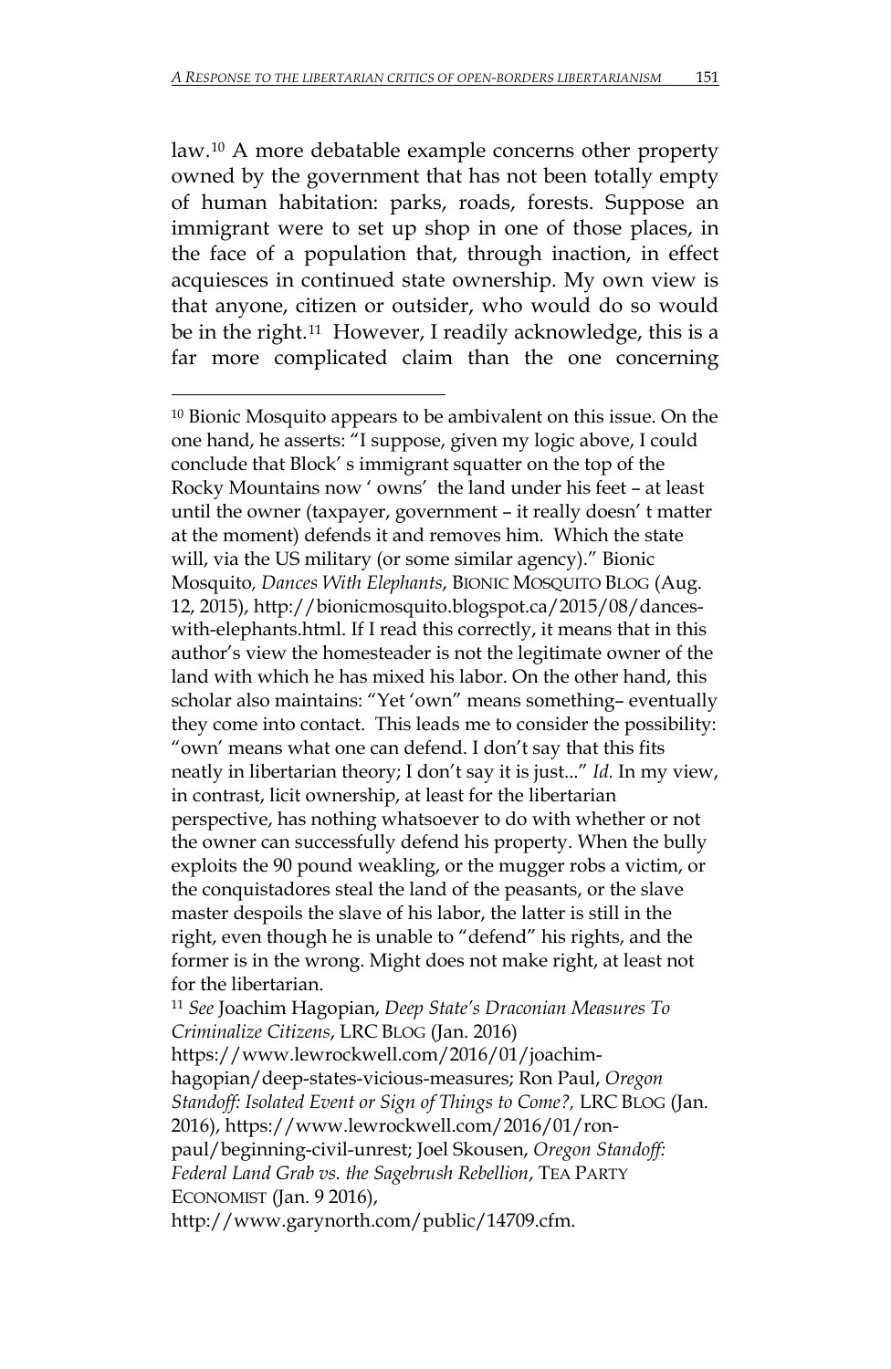law.[10] A more debatable example concerns other property owned by the government that has not been totally empty of human habitation: parks, roads, forests. Suppose an immigrant were to set up shop in one of those places, in the face of a population that, through inaction, in effect acquiesces in continued state ownership. My own view is that anyone, citizen or outsider, who would do so would be in the right.[11] However, I readily acknowledge, this is a far more complicated claim than the one concerning

---

[10] Bionic Mosquito appears to be ambivalent on this issue. On the one hand, he asserts: "I suppose, given my logic above, I could conclude that Block' s immigrant squatter on the top of the Rocky Mountains now ' owns' the land under his feet – at least until the owner (taxpayer, government – it really doesn' t matter at the moment) defends it and removes him. Which the state will, via the US military (or some similar agency)." Bionic Mosquito, *Dances With Elephants*, BIONIC MOSQUITO BLOG (Aug. 12, 2015), http://bionicmosquito.blogspot.ca/2015/08/dances-with-elephants.html. If I read this correctly, it means that in this author's view the homesteader is not the legitimate owner of the land with which he has mixed his labor. On the other hand, this scholar also maintains: "Yet 'own" means something– eventually they come into contact. This leads me to consider the possibility: "own' means what one can defend. I don't say that this fits neatly in libertarian theory; I don't say it is just..." *Id.* In my view, in contrast, licit ownership, at least for the libertarian perspective, has nothing whatsoever to do with whether or not the owner can successfully defend his property. When the bully exploits the 90 pound weakling, or the mugger robs a victim, or the conquistadores steal the land of the peasants, or the slave master despoils the slave of his labor, the latter is still in the right, even though he is unable to "defend" his rights, and the former is in the wrong. Might does not make right, at least not for the libertarian.

[11] *See* Joachim Hagopian, *Deep State's Draconian Measures To Criminalize Citizens*, LRC BLOG (Jan. 2016) https://www.lewrockwell.com/2016/01/joachim-hagopian/deep-states-vicious-measures; Ron Paul, *Oregon Standoff: Isolated Event or Sign of Things to Come?,* LRC BLOG (Jan. 2016), https://www.lewrockwell.com/2016/01/ron-paul/beginning-civil-unrest; Joel Skousen, *Oregon Standoff: Federal Land Grab vs. the Sagebrush Rebellion*, TEA PARTY ECONOMIST (Jan. 9 2016), http://www.garynorth.com/public/14709.cfm.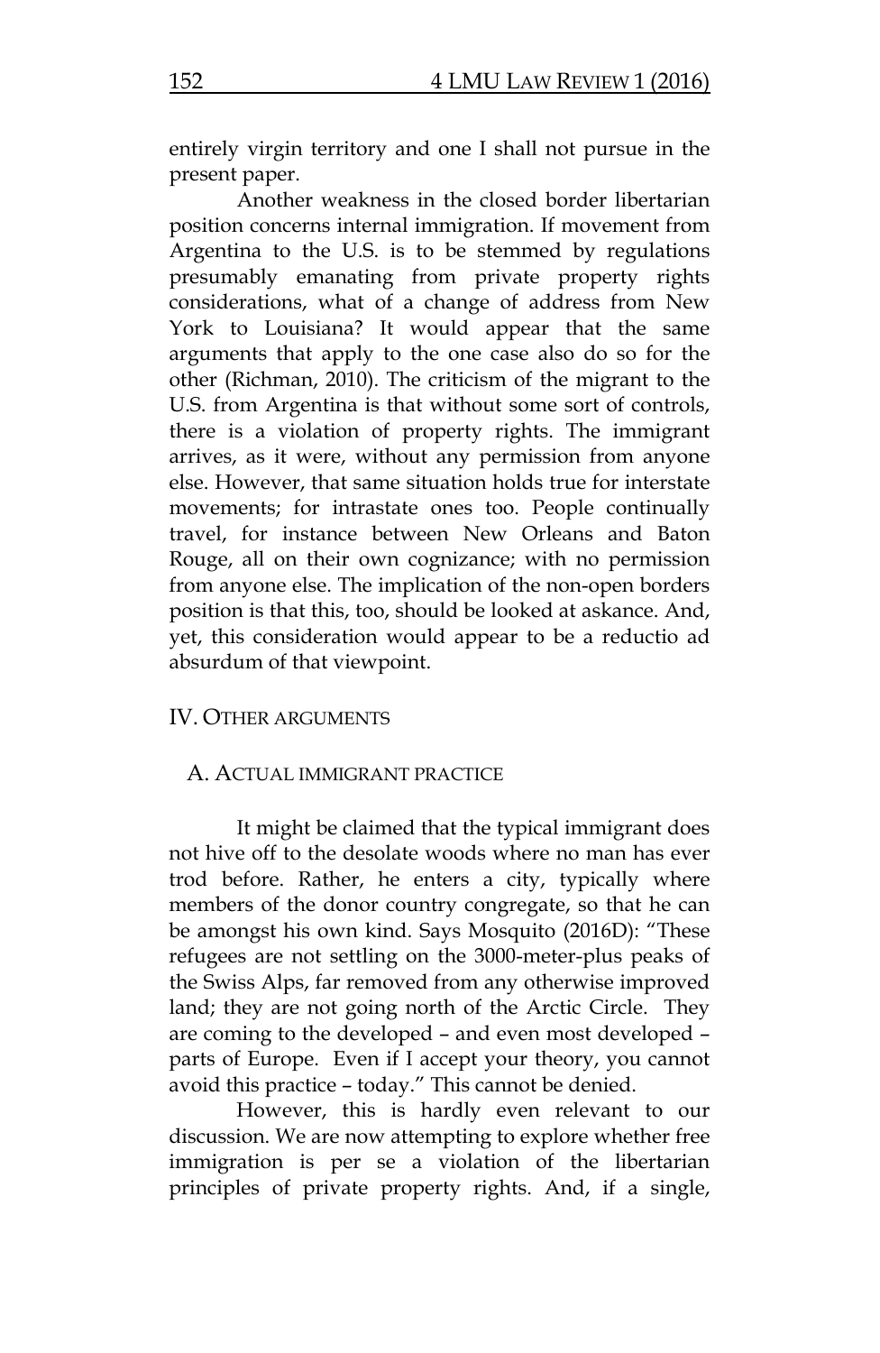entirely virgin territory and one I shall not pursue in the present paper.

Another weakness in the closed border libertarian position concerns internal immigration. If movement from Argentina to the U.S. is to be stemmed by regulations presumably emanating from private property rights considerations, what of a change of address from New York to Louisiana? It would appear that the same arguments that apply to the one case also do so for the other (Richman, 2010). The criticism of the migrant to the U.S. from Argentina is that without some sort of controls, there is a violation of property rights. The immigrant arrives, as it were, without any permission from anyone else. However, that same situation holds true for interstate movements; for intrastate ones too. People continually travel, for instance between New Orleans and Baton Rouge, all on their own cognizance; with no permission from anyone else. The implication of the non-open borders position is that this, too, should be looked at askance. And, yet, this consideration would appear to be a reductio ad absurdum of that viewpoint.

## IV. Other Arguments

### A. Actual Immigrant Practice

It might be claimed that the typical immigrant does not hive off to the desolate woods where no man has ever trod before. Rather, he enters a city, typically where members of the donor country congregate, so that he can be amongst his own kind. Says Mosquito (2016D): "These refugees are not settling on the 3000-meter-plus peaks of the Swiss Alps, far removed from any otherwise improved land; they are not going north of the Arctic Circle. They are coming to the developed – and even most developed – parts of Europe. Even if I accept your theory, you cannot avoid this practice – today." This cannot be denied.

However, this is hardly even relevant to our discussion. We are now attempting to explore whether free immigration is per se a violation of the libertarian principles of private property rights. And, if a single,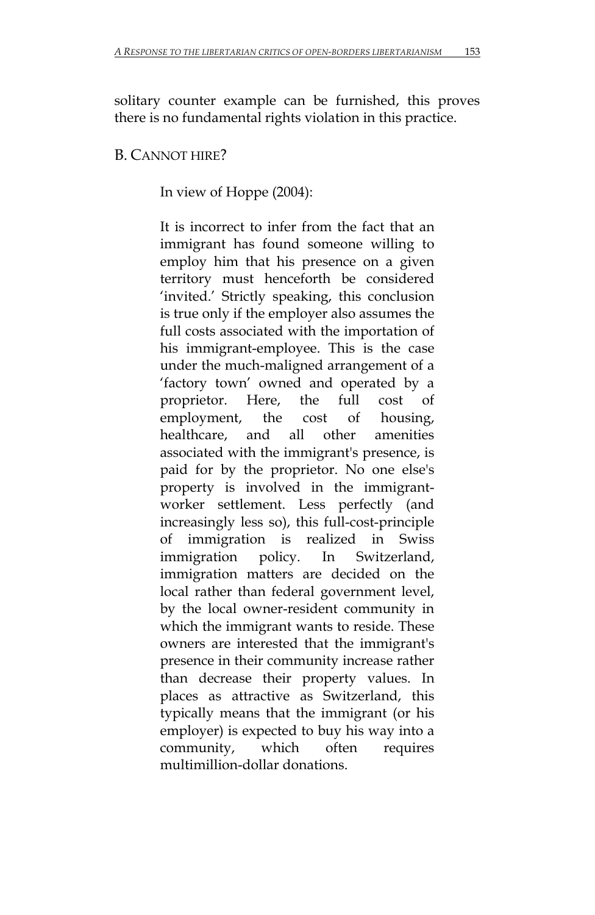solitary counter example can be furnished, this proves there is no fundamental rights violation in this practice.

## B. CANNOT HIRE?

In view of Hoppe (2004):

> It is incorrect to infer from the fact that an immigrant has found someone willing to employ him that his presence on a given territory must henceforth be considered 'invited.' Strictly speaking, this conclusion is true only if the employer also assumes the full costs associated with the importation of his immigrant-employee. This is the case under the much-maligned arrangement of a 'factory town' owned and operated by a proprietor. Here, the full cost of employment, the cost of housing, healthcare, and all other amenities associated with the immigrant's presence, is paid for by the proprietor. No one else's property is involved in the immigrant-worker settlement. Less perfectly (and increasingly less so), this full-cost-principle of immigration is realized in Swiss immigration policy. In Switzerland, immigration matters are decided on the local rather than federal government level, by the local owner-resident community in which the immigrant wants to reside. These owners are interested that the immigrant's presence in their community increase rather than decrease their property values. In places as attractive as Switzerland, this typically means that the immigrant (or his employer) is expected to buy his way into a community, which often requires multimillion-dollar donations.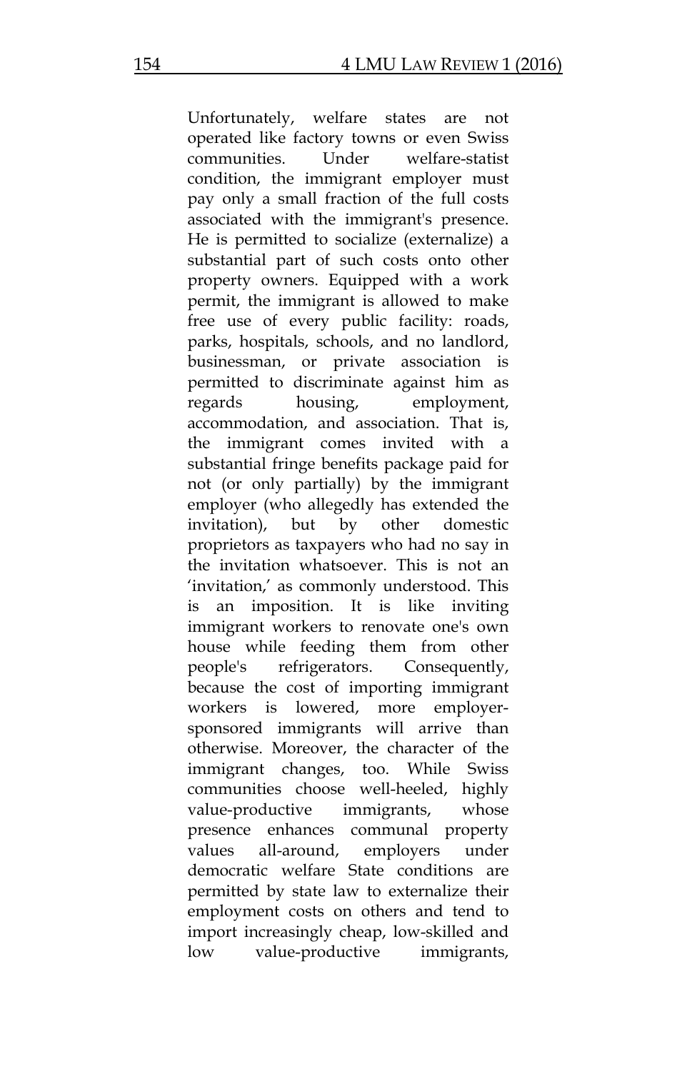Unfortunately, welfare states are not operated like factory towns or even Swiss communities. Under welfare-statist condition, the immigrant employer must pay only a small fraction of the full costs associated with the immigrant's presence. He is permitted to socialize (externalize) a substantial part of such costs onto other property owners. Equipped with a work permit, the immigrant is allowed to make free use of every public facility: roads, parks, hospitals, schools, and no landlord, businessman, or private association is permitted to discriminate against him as regards housing, employment, accommodation, and association. That is, the immigrant comes invited with a substantial fringe benefits package paid for not (or only partially) by the immigrant employer (who allegedly has extended the invitation), but by other domestic proprietors as taxpayers who had no say in the invitation whatsoever. This is not an 'invitation,' as commonly understood. This is an imposition. It is like inviting immigrant workers to renovate one's own house while feeding them from other people's refrigerators. Consequently, because the cost of importing immigrant workers is lowered, more employer-sponsored immigrants will arrive than otherwise. Moreover, the character of the immigrant changes, too. While Swiss communities choose well-heeled, highly value-productive immigrants, whose presence enhances communal property values all-around, employers under democratic welfare State conditions are permitted by state law to externalize their employment costs on others and tend to import increasingly cheap, low-skilled and low value-productive immigrants,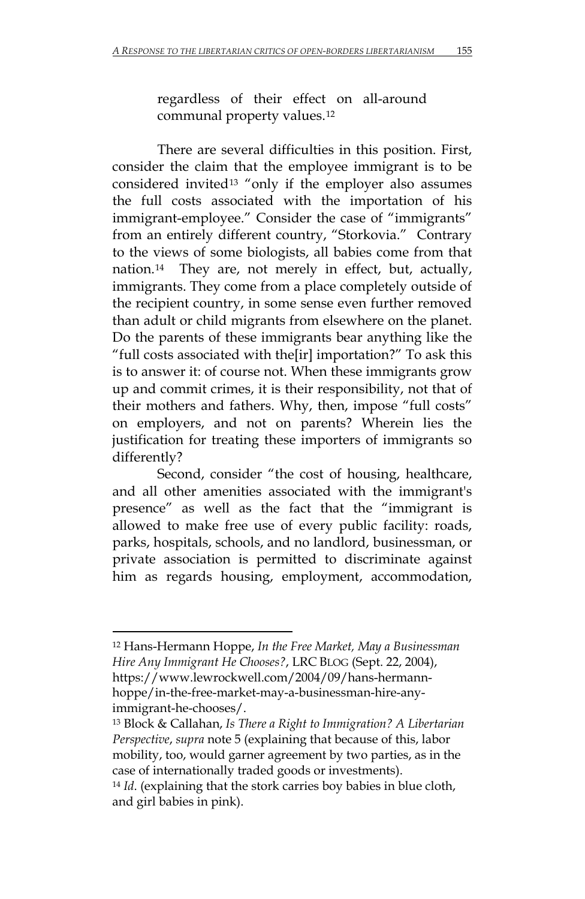regardless of their effect on all-around communal property values.[12]

There are several difficulties in this position. First, consider the claim that the employee immigrant is to be considered invited[13] "only if the employer also assumes the full costs associated with the importation of his immigrant-employee." Consider the case of "immigrants" from an entirely different country, "Storkovia." Contrary to the views of some biologists, all babies come from that nation.[14] They are, not merely in effect, but, actually, immigrants. They come from a place completely outside of the recipient country, in some sense even further removed than adult or child migrants from elsewhere on the planet. Do the parents of these immigrants bear anything like the "full costs associated with the[ir] importation?" To ask this is to answer it: of course not. When these immigrants grow up and commit crimes, it is their responsibility, not that of their mothers and fathers. Why, then, impose "full costs" on employers, and not on parents? Wherein lies the justification for treating these importers of immigrants so differently?

Second, consider "the cost of housing, healthcare, and all other amenities associated with the immigrant's presence" as well as the fact that the "immigrant is allowed to make free use of every public facility: roads, parks, hospitals, schools, and no landlord, businessman, or private association is permitted to discriminate against him as regards housing, employment, accommodation,

---

[12] Hans-Hermann Hoppe, *In the Free Market, May a Businessman Hire Any Immigrant He Chooses?*, LRC BLOG (Sept. 22, 2004), https://www.lewrockwell.com/2004/09/hans-hermann-hoppe/in-the-free-market-may-a-businessman-hire-any-immigrant-he-chooses/.

[13] Block & Callahan, *Is There a Right to Immigration? A Libertarian Perspective*, *supra* note 5 (explaining that because of this, labor mobility, too, would garner agreement by two parties, as in the case of internationally traded goods or investments).

[14] *Id.* (explaining that the stork carries boy babies in blue cloth, and girl babies in pink).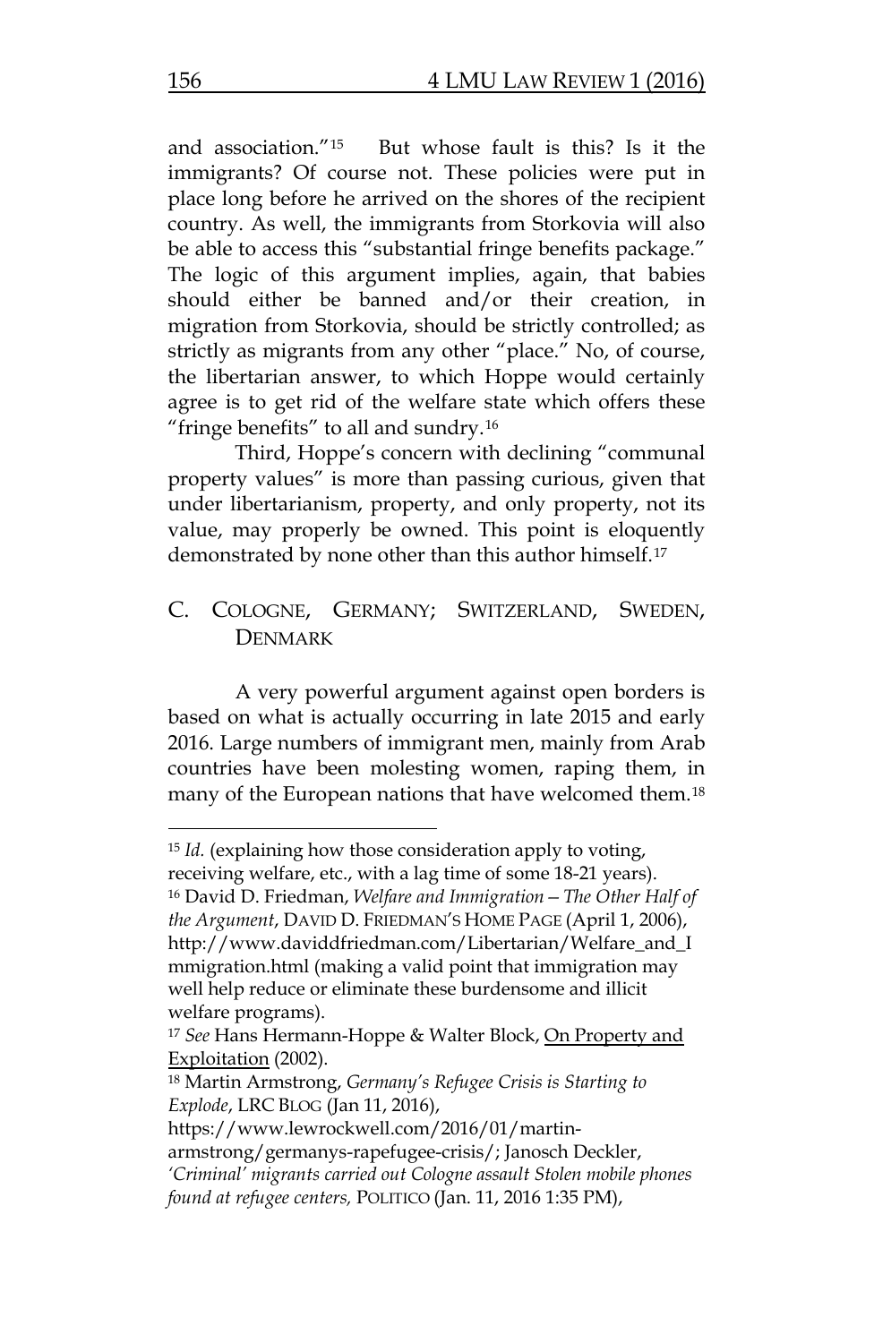and association."[15] But whose fault is this? Is it the immigrants? Of course not. These policies were put in place long before he arrived on the shores of the recipient country. As well, the immigrants from Storkovia will also be able to access this "substantial fringe benefits package." The logic of this argument implies, again, that babies should either be banned and/or their creation, in migration from Storkovia, should be strictly controlled; as strictly as migrants from any other "place." No, of course, the libertarian answer, to which Hoppe would certainly agree is to get rid of the welfare state which offers these "fringe benefits" to all and sundry.[16]

Third, Hoppe's concern with declining "communal property values" is more than passing curious, given that under libertarianism, property, and only property, not its value, may properly be owned. This point is eloquently demonstrated by none other than this author himself.[17]

## C. Cologne, Germany; Switzerland, Sweden, Denmark

A very powerful argument against open borders is based on what is actually occurring in late 2015 and early 2016. Large numbers of immigrant men, mainly from Arab countries have been molesting women, raping them, in many of the European nations that have welcomed them.[18]

---

[15] *Id.* (explaining how those consideration apply to voting, receiving welfare, etc., with a lag time of some 18-21 years).

[16] David D. Friedman, *Welfare and Immigration – The Other Half of the Argument*, David D. Friedman's Home Page (April 1, 2006), http://www.daviddfriedman.com/Libertarian/Welfare_and_Immigration.html (making a valid point that immigration may well help reduce or eliminate these burdensome and illicit welfare programs).

[17] *See* Hans Hermann-Hoppe & Walter Block, On Property and Exploitation (2002).

[18] Martin Armstrong, *Germany's Refugee Crisis is Starting to Explode*, LRC Blog (Jan 11, 2016), https://www.lewrockwell.com/2016/01/martin-armstrong/germanys-rapefugee-crisis/; Janosch Deckler, *'Criminal' migrants carried out Cologne assault Stolen mobile phones found at refugee centers,* Politico (Jan. 11, 2016 1:35 PM),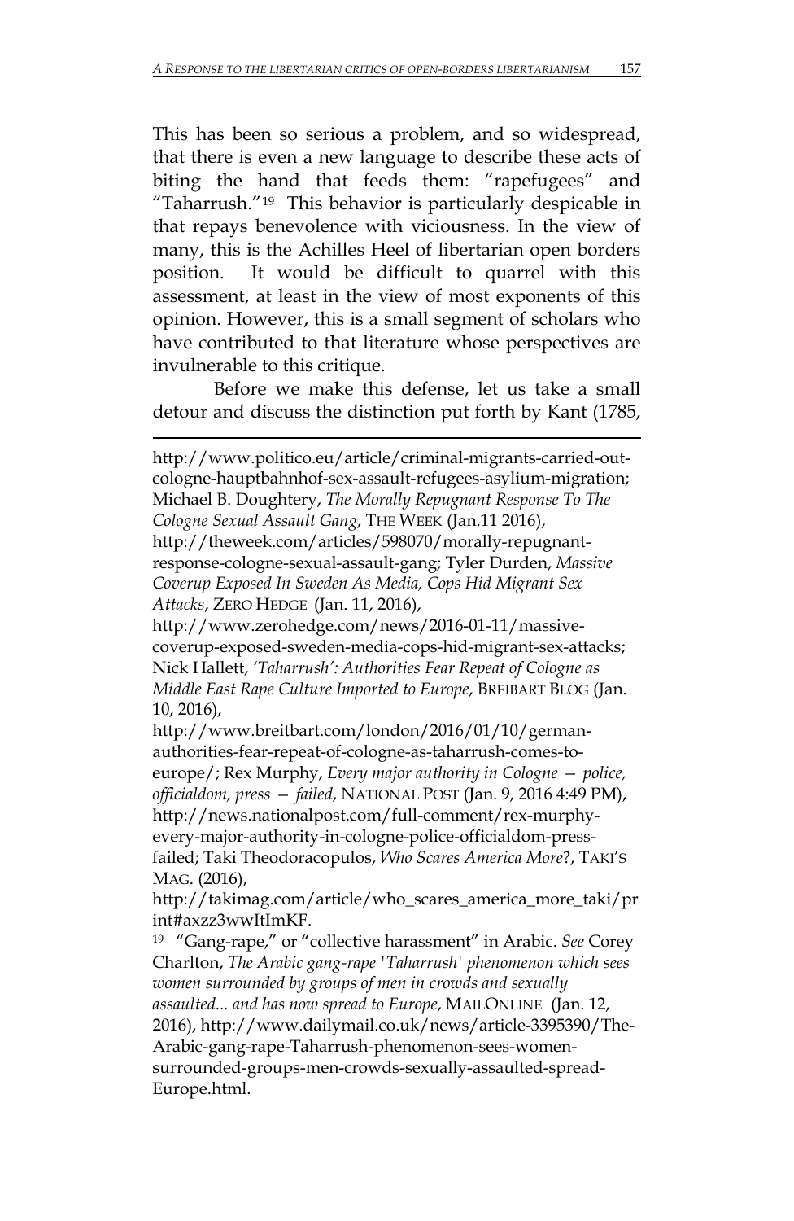This has been so serious a problem, and so widespread, that there is even a new language to describe these acts of biting the hand that feeds them: "rapefugees" and "Taharrush."[19] This behavior is particularly despicable in that repays benevolence with viciousness. In the view of many, this is the Achilles Heel of libertarian open borders position. It would be difficult to quarrel with this assessment, at least in the view of most exponents of this opinion. However, this is a small segment of scholars who have contributed to that literature whose perspectives are invulnerable to this critique.

Before we make this defense, let us take a small detour and discuss the distinction put forth by Kant (1785,

---

http://www.politico.eu/article/criminal-migrants-carried-out-cologne-hauptbahnhof-sex-assault-refugees-asylium-migration; Michael B. Doughtery, *The Morally Repugnant Response To The Cologne Sexual Assault Gang*, THE WEEK (Jan.11 2016), http://theweek.com/articles/598070/morally-repugnant-response-cologne-sexual-assault-gang; Tyler Durden, *Massive Coverup Exposed In Sweden As Media, Cops Hid Migrant Sex Attacks*, ZERO HEDGE (Jan. 11, 2016), http://www.zerohedge.com/news/2016-01-11/massive-coverup-exposed-sweden-media-cops-hid-migrant-sex-attacks; Nick Hallett, *'Taharrush': Authorities Fear Repeat of Cologne as Middle East Rape Culture Imported to Europe*, BREIBART BLOG (Jan. 10, 2016), http://www.breitbart.com/london/2016/01/10/german-authorities-fear-repeat-of-cologne-as-taharrush-comes-to-europe/; Rex Murphy, *Every major authority in Cologne — police, officialdom, press — failed*, NATIONAL POST (Jan. 9, 2016 4:49 PM), http://news.nationalpost.com/full-comment/rex-murphy-every-major-authority-in-cologne-police-officialdom-press-failed; Taki Theodoracopulos, *Who Scares America More*?, TAKI'S MAG. (2016), http://takimag.com/article/who_scares_america_more_taki/print#axzz3wwItImKF.

[19] "Gang-rape," or "collective harassment" in Arabic. *See* Corey Charlton, *The Arabic gang-rape 'Taharrush' phenomenon which sees women surrounded by groups of men in crowds and sexually assaulted... and has now spread to Europe*, MAILONLINE (Jan. 12, 2016), http://www.dailymail.co.uk/news/article-3395390/The-Arabic-gang-rape-Taharrush-phenomenon-sees-women-surrounded-groups-men-crowds-sexually-assaulted-spread-Europe.html.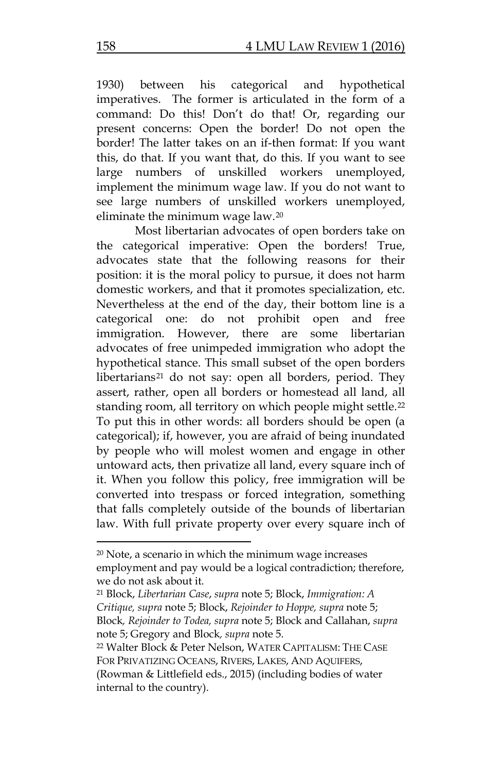1930) between his categorical and hypothetical imperatives. The former is articulated in the form of a command: Do this! Don't do that! Or, regarding our present concerns: Open the border! Do not open the border! The latter takes on an if-then format: If you want this, do that. If you want that, do this. If you want to see large numbers of unskilled workers unemployed, implement the minimum wage law. If you do not want to see large numbers of unskilled workers unemployed, eliminate the minimum wage law.[20]

Most libertarian advocates of open borders take on the categorical imperative: Open the borders! True, advocates state that the following reasons for their position: it is the moral policy to pursue, it does not harm domestic workers, and that it promotes specialization, etc. Nevertheless at the end of the day, their bottom line is a categorical one: do not prohibit open and free immigration. However, there are some libertarian advocates of free unimpeded immigration who adopt the hypothetical stance. This small subset of the open borders libertarians[21] do not say: open all borders, period. They assert, rather, open all borders or homestead all land, all standing room, all territory on which people might settle.[22] To put this in other words: all borders should be open (a categorical); if, however, you are afraid of being inundated by people who will molest women and engage in other untoward acts, then privatize all land, every square inch of it. When you follow this policy, free immigration will be converted into trespass or forced integration, something that falls completely outside of the bounds of libertarian law. With full private property over every square inch of

---

[20] Note, a scenario in which the minimum wage increases employment and pay would be a logical contradiction; therefore, we do not ask about it.

[21] Block, *Libertarian Case*, *supra* note 5; Block, *Immigration: A Critique, supra* note 5; Block, *Rejoinder to Hoppe, supra* note 5; Block*, Rejoinder to Todea, supra* note 5; Block and Callahan, *supra* note 5; Gregory and Block*, supra* note 5.

[22] Walter Block & Peter Nelson, WATER CAPITALISM: THE CASE FOR PRIVATIZING OCEANS, RIVERS, LAKES, AND AQUIFERS, (Rowman & Littlefield eds., 2015) (including bodies of water internal to the country).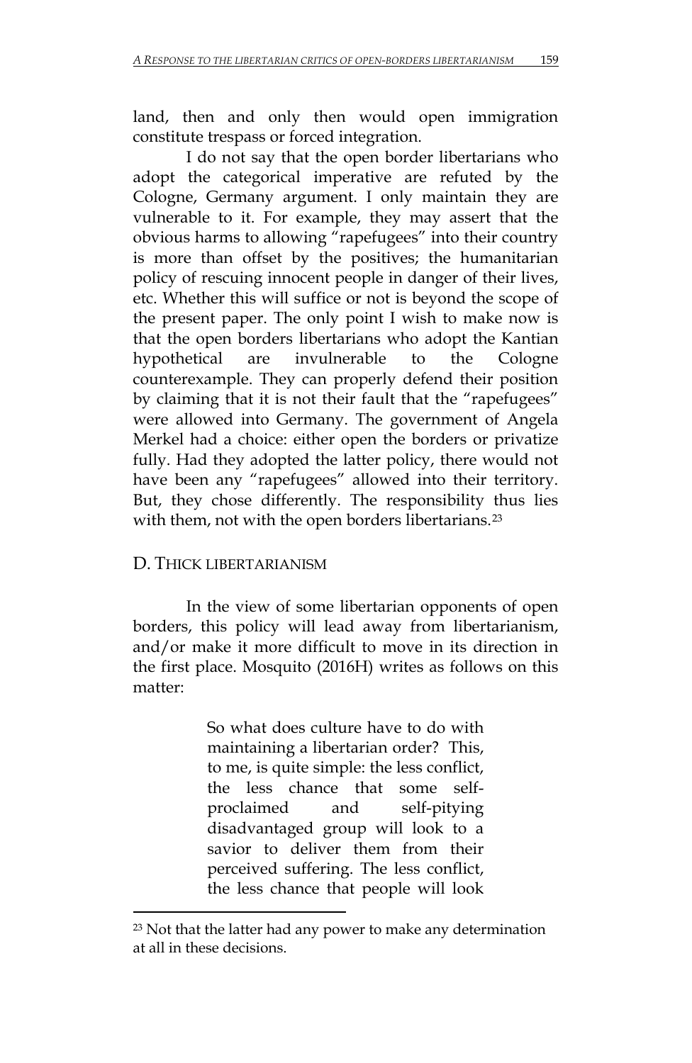land, then and only then would open immigration constitute trespass or forced integration.

I do not say that the open border libertarians who adopt the categorical imperative are refuted by the Cologne, Germany argument. I only maintain they are vulnerable to it. For example, they may assert that the obvious harms to allowing "rapefugees" into their country is more than offset by the positives; the humanitarian policy of rescuing innocent people in danger of their lives, etc. Whether this will suffice or not is beyond the scope of the present paper. The only point I wish to make now is that the open borders libertarians who adopt the Kantian hypothetical are invulnerable to the Cologne counterexample. They can properly defend their position by claiming that it is not their fault that the "rapefugees" were allowed into Germany. The government of Angela Merkel had a choice: either open the borders or privatize fully. Had they adopted the latter policy, there would not have been any "rapefugees" allowed into their territory. But, they chose differently. The responsibility thus lies with them, not with the open borders libertarians.[23]

## D. THICK LIBERTARIANISM

In the view of some libertarian opponents of open borders, this policy will lead away from libertarianism, and/or make it more difficult to move in its direction in the first place. Mosquito (2016H) writes as follows on this matter:

> So what does culture have to do with maintaining a libertarian order? This, to me, is quite simple: the less conflict, the less chance that some self-proclaimed and self-pitying disadvantaged group will look to a savior to deliver them from their perceived suffering. The less conflict, the less chance that people will look

[23] Not that the latter had any power to make any determination at all in these decisions.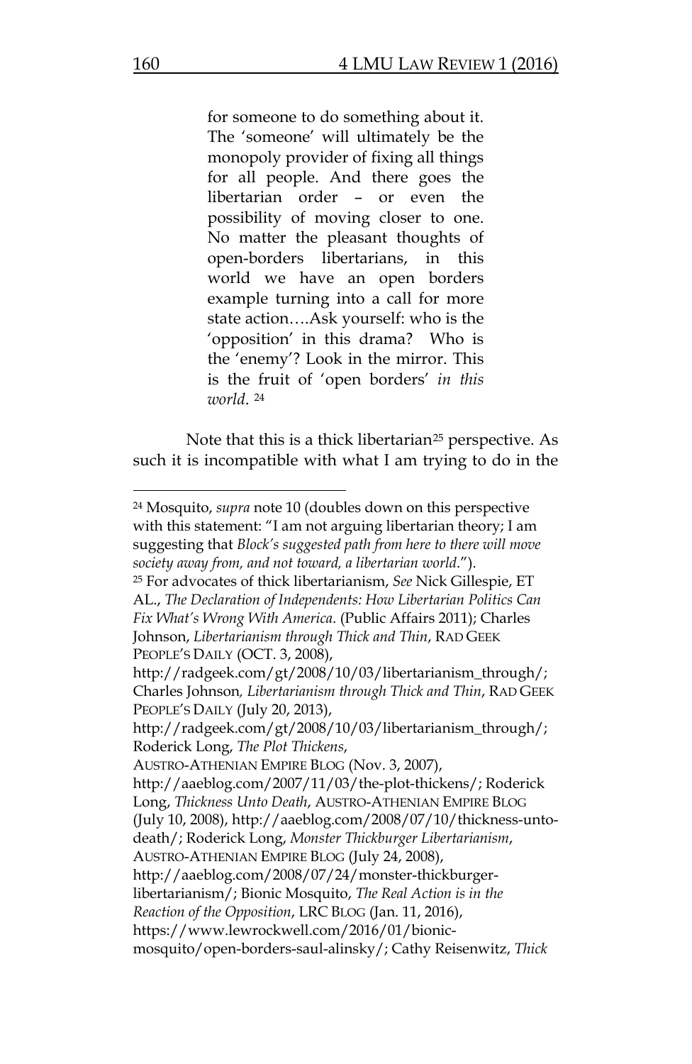> for someone to do something about it. The 'someone' will ultimately be the monopoly provider of fixing all things for all people. And there goes the libertarian order – or even the possibility of moving closer to one. No matter the pleasant thoughts of open-borders libertarians, in this world we have an open borders example turning into a call for more state action….Ask yourself: who is the 'opposition' in this drama? Who is the 'enemy'? Look in the mirror. This is the fruit of 'open borders' *in this world*. [24]

Note that this is a thick libertarian[25] perspective. As such it is incompatible with what I am trying to do in the

---

[24] Mosquito, *supra* note 10 (doubles down on this perspective with this statement: "I am not arguing libertarian theory; I am suggesting that *Block's suggested path from here to there will move society away from, and not toward, a libertarian world*.").

[25] For advocates of thick libertarianism, *See* Nick Gillespie, ET AL., *The Declaration of Independents: How Libertarian Politics Can Fix What's Wrong With America*. (Public Affairs 2011); Charles Johnson, *Libertarianism through Thick and Thin*, RAD GEEK PEOPLE'S DAILY (OCT. 3, 2008), http://radgeek.com/gt/2008/10/03/libertarianism_through/; Charles Johnson, *Libertarianism through Thick and Thin*, RAD GEEK PEOPLE'S DAILY (July 20, 2013), http://radgeek.com/gt/2008/10/03/libertarianism_through/; Roderick Long, *The Plot Thickens*, AUSTRO-ATHENIAN EMPIRE BLOG (Nov. 3, 2007), http://aaeblog.com/2007/11/03/the-plot-thickens/; Roderick Long, *Thickness Unto Death*, AUSTRO-ATHENIAN EMPIRE BLOG (July 10, 2008), http://aaeblog.com/2008/07/10/thickness-unto-death/; Roderick Long, *Monster Thickburger Libertarianism*, AUSTRO-ATHENIAN EMPIRE BLOG (July 24, 2008), http://aaeblog.com/2008/07/24/monster-thickburger-libertarianism/; Bionic Mosquito, *The Real Action is in the Reaction of the Opposition*, LRC BLOG (Jan. 11, 2016), https://www.lewrockwell.com/2016/01/bionic-mosquito/open-borders-saul-alinsky/; Cathy Reisenwitz, *Thick*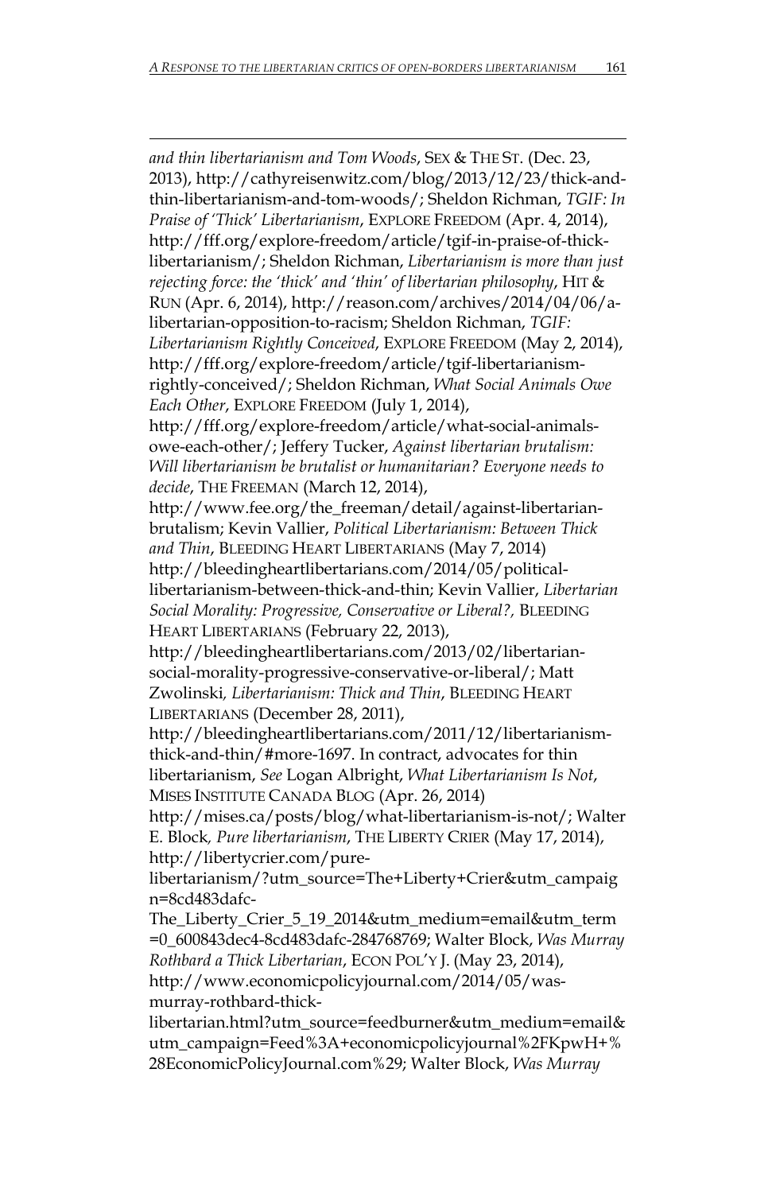*and thin libertarianism and Tom Woods*, SEX & THE ST. (Dec. 23, 2013), http://cathyreisenwitz.com/blog/2013/12/23/thick-and-thin-libertarianism-and-tom-woods/; Sheldon Richman, *TGIF: In Praise of 'Thick' Libertarianism*, EXPLORE FREEDOM (Apr. 4, 2014), http://fff.org/explore-freedom/article/tgif-in-praise-of-thick-libertarianism/; Sheldon Richman, *Libertarianism is more than just rejecting force: the 'thick' and 'thin' of libertarian philosophy*, HIT & RUN (Apr. 6, 2014), http://reason.com/archives/2014/04/06/a-libertarian-opposition-to-racism; Sheldon Richman, *TGIF: Libertarianism Rightly Conceived*, EXPLORE FREEDOM (May 2, 2014), http://fff.org/explore-freedom/article/tgif-libertarianism-rightly-conceived/; Sheldon Richman, *What Social Animals Owe Each Other*, EXPLORE FREEDOM (July 1, 2014), http://fff.org/explore-freedom/article/what-social-animals-owe-each-other/; Jeffery Tucker, *Against libertarian brutalism: Will libertarianism be brutalist or humanitarian? Everyone needs to decide*, THE FREEMAN (March 12, 2014), http://www.fee.org/the_freeman/detail/against-libertarian-brutalism; Kevin Vallier, *Political Libertarianism: Between Thick and Thin*, BLEEDING HEART LIBERTARIANS (May 7, 2014) http://bleedingheartlibertarians.com/2014/05/political-libertarianism-between-thick-and-thin; Kevin Vallier, *Libertarian Social Morality: Progressive, Conservative or Liberal?,* BLEEDING HEART LIBERTARIANS (February 22, 2013), http://bleedingheartlibertarians.com/2013/02/libertarian-social-morality-progressive-conservative-or-liberal/; Matt Zwolinski*, Libertarianism: Thick and Thin*, BLEEDING HEART LIBERTARIANS (December 28, 2011), http://bleedingheartlibertarians.com/2011/12/libertarianism-thick-and-thin/#more-1697. In contract, advocates for thin libertarianism, *See* Logan Albright, *What Libertarianism Is Not*, MISES INSTITUTE CANADA BLOG (Apr. 26, 2014) http://mises.ca/posts/blog/what-libertarianism-is-not/; Walter E. Block*, Pure libertarianism*, THE LIBERTY CRIER (May 17, 2014), http://libertycrier.com/pure-libertarianism/?utm_source=The+Liberty+Crier&utm_campaign=8cd483dafc-The_Liberty_Crier_5_19_2014&utm_medium=email&utm_term=0_600843dec4-8cd483dafc-284768769; Walter Block, *Was Murray Rothbard a Thick Libertarian*, ECON POL'Y J. (May 23, 2014), http://www.economicpolicyjournal.com/2014/05/was-murray-rothbard-thick-libertarian.html?utm_source=feedburner&utm_medium=email&utm_campaign=Feed%3A+economicpolicyjournal%2FKpwH+%28EconomicPolicyJournal.com%29; Walter Block, *Was Murray*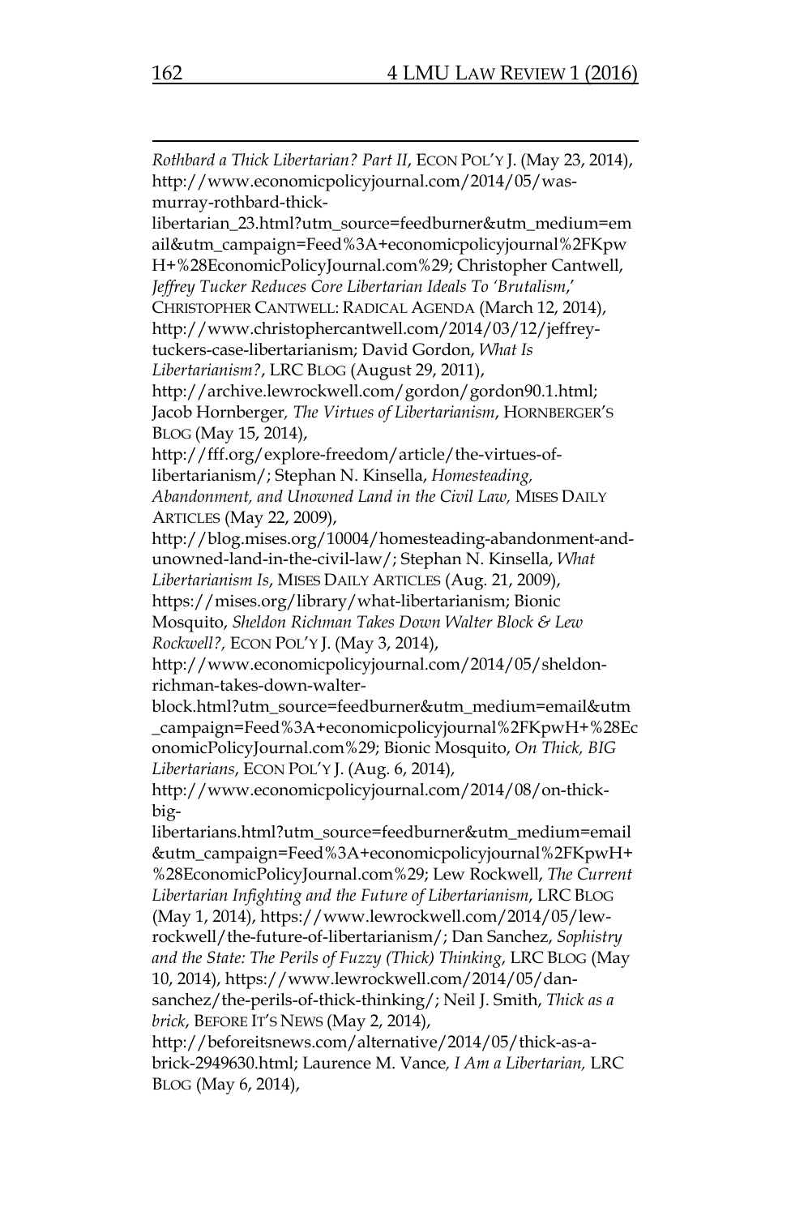*Rothbard a Thick Libertarian? Part II*, ECON POL'Y J. (May 23, 2014), http://www.economicpolicyjournal.com/2014/05/was-murray-rothbard-thick-libertarian_23.html?utm_source=feedburner&utm_medium=email&utm_campaign=Feed%3A+economicpolicyjournal%2FKpwH+%28EconomicPolicyJournal.com%29; Christopher Cantwell, *Jeffrey Tucker Reduces Core Libertarian Ideals To 'Brutalism*,' CHRISTOPHER CANTWELL: RADICAL AGENDA (March 12, 2014), http://www.christophercantwell.com/2014/03/12/jeffrey-tuckers-case-libertarianism; David Gordon, *What Is Libertarianism?*, LRC BLOG (August 29, 2011), http://archive.lewrockwell.com/gordon/gordon90.1.html; Jacob Hornberger*, The Virtues of Libertarianism*, HORNBERGER'S BLOG (May 15, 2014), http://fff.org/explore-freedom/article/the-virtues-of-libertarianism/; Stephan N. Kinsella, *Homesteading, Abandonment, and Unowned Land in the Civil Law,* MISES DAILY ARTICLES (May 22, 2009), http://blog.mises.org/10004/homesteading-abandonment-and-unowned-land-in-the-civil-law/; Stephan N. Kinsella, *What Libertarianism Is*, MISES DAILY ARTICLES (Aug. 21, 2009), https://mises.org/library/what-libertarianism; Bionic Mosquito, *Sheldon Richman Takes Down Walter Block & Lew Rockwell?,* ECON POL'Y J. (May 3, 2014), http://www.economicpolicyjournal.com/2014/05/sheldon-richman-takes-down-walter-block.html?utm_source=feedburner&utm_medium=email&utm_campaign=Feed%3A+economicpolicyjournal%2FKpwH+%28EconomicPolicyJournal.com%29; Bionic Mosquito, *On Thick, BIG Libertarians*, ECON POL'Y J. (Aug. 6, 2014), http://www.economicpolicyjournal.com/2014/08/on-thick-big-libertarians.html?utm_source=feedburner&utm_medium=email&utm_campaign=Feed%3A+economicpolicyjournal%2FKpwH+%28EconomicPolicyJournal.com%29; Lew Rockwell, *The Current Libertarian Infighting and the Future of Libertarianism*, LRC BLOG (May 1, 2014), https://www.lewrockwell.com/2014/05/lew-rockwell/the-future-of-libertarianism/; Dan Sanchez, *Sophistry and the State: The Perils of Fuzzy (Thick) Thinking*, LRC BLOG (May 10, 2014), https://www.lewrockwell.com/2014/05/dan-sanchez/the-perils-of-thick-thinking/; Neil J. Smith, *Thick as a brick*, BEFORE IT'S NEWS (May 2, 2014), http://beforeitsnews.com/alternative/2014/05/thick-as-a-brick-2949630.html; Laurence M. Vance*, I Am a Libertarian,* LRC BLOG (May 6, 2014),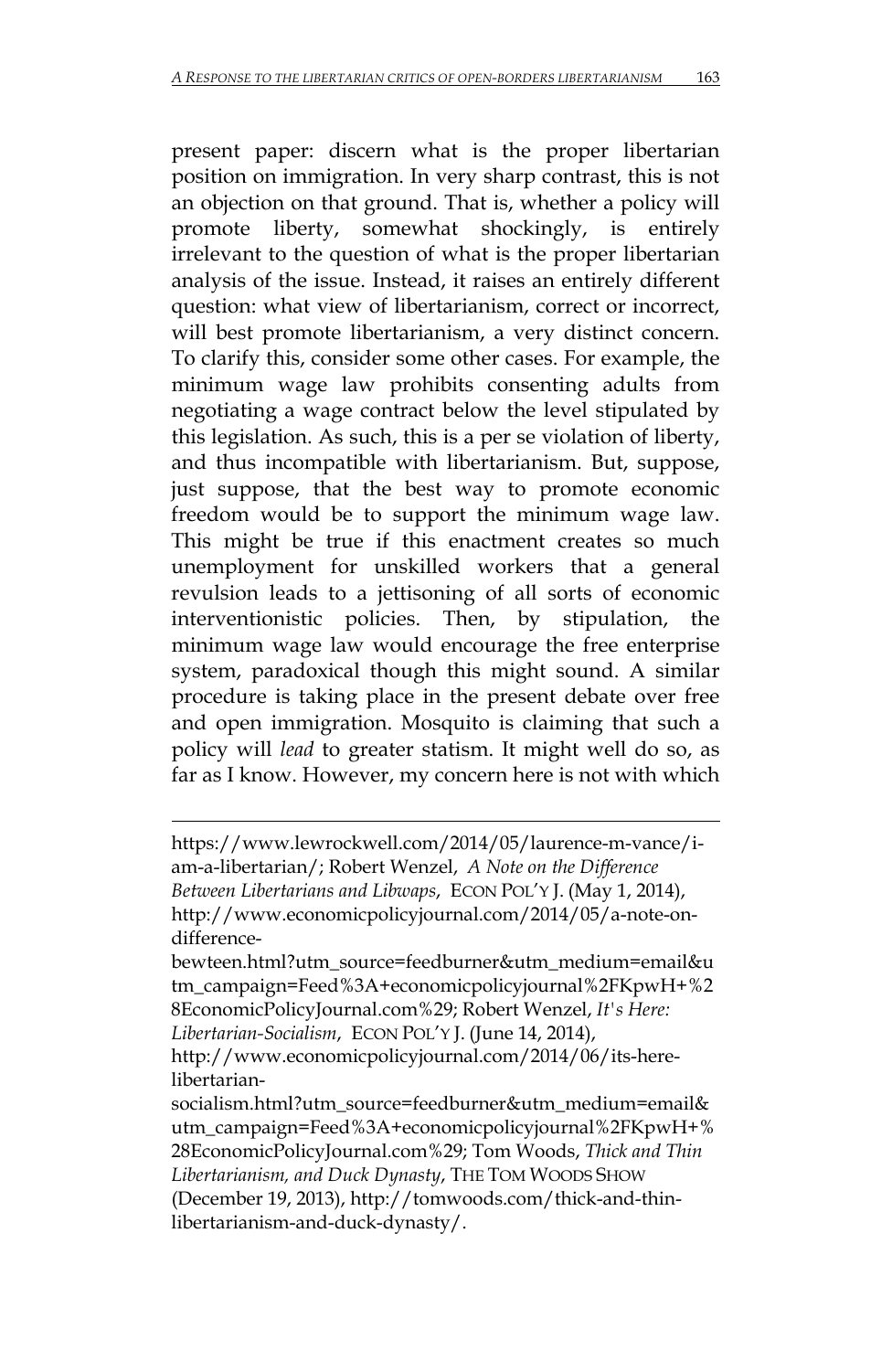present paper: discern what is the proper libertarian position on immigration. In very sharp contrast, this is not an objection on that ground. That is, whether a policy will promote liberty, somewhat shockingly, is entirely irrelevant to the question of what is the proper libertarian analysis of the issue. Instead, it raises an entirely different question: what view of libertarianism, correct or incorrect, will best promote libertarianism, a very distinct concern. To clarify this, consider some other cases. For example, the minimum wage law prohibits consenting adults from negotiating a wage contract below the level stipulated by this legislation. As such, this is a per se violation of liberty, and thus incompatible with libertarianism. But, suppose, just suppose, that the best way to promote economic freedom would be to support the minimum wage law. This might be true if this enactment creates so much unemployment for unskilled workers that a general revulsion leads to a jettisoning of all sorts of economic interventionistic policies. Then, by stipulation, the minimum wage law would encourage the free enterprise system, paradoxical though this might sound. A similar procedure is taking place in the present debate over free and open immigration. Mosquito is claiming that such a policy will *lead* to greater statism. It might well do so, as far as I know. However, my concern here is not with which

---

https://www.lewrockwell.com/2014/05/laurence-m-vance/i-am-a-libertarian/; Robert Wenzel, *A Note on the Difference Between Libertarians and Libwaps*, ECON POL'Y J. (May 1, 2014), http://www.economicpolicyjournal.com/2014/05/a-note-on-difference-bewteen.html?utm_source=feedburner&utm_medium=email&utm_campaign=Feed%3A+economicpolicyjournal%2FKpwH+%28EconomicPolicyJournal.com%29; Robert Wenzel, *It's Here: Libertarian-Socialism*, ECON POL'Y J. (June 14, 2014), http://www.economicpolicyjournal.com/2014/06/its-here-libertarian-socialism.html?utm_source=feedburner&utm_medium=email&utm_campaign=Feed%3A+economicpolicyjournal%2FKpwH+%28EconomicPolicyJournal.com%29; Tom Woods, *Thick and Thin Libertarianism, and Duck Dynasty*, THE TOM WOODS SHOW (December 19, 2013), http://tomwoods.com/thick-and-thin-libertarianism-and-duck-dynasty/.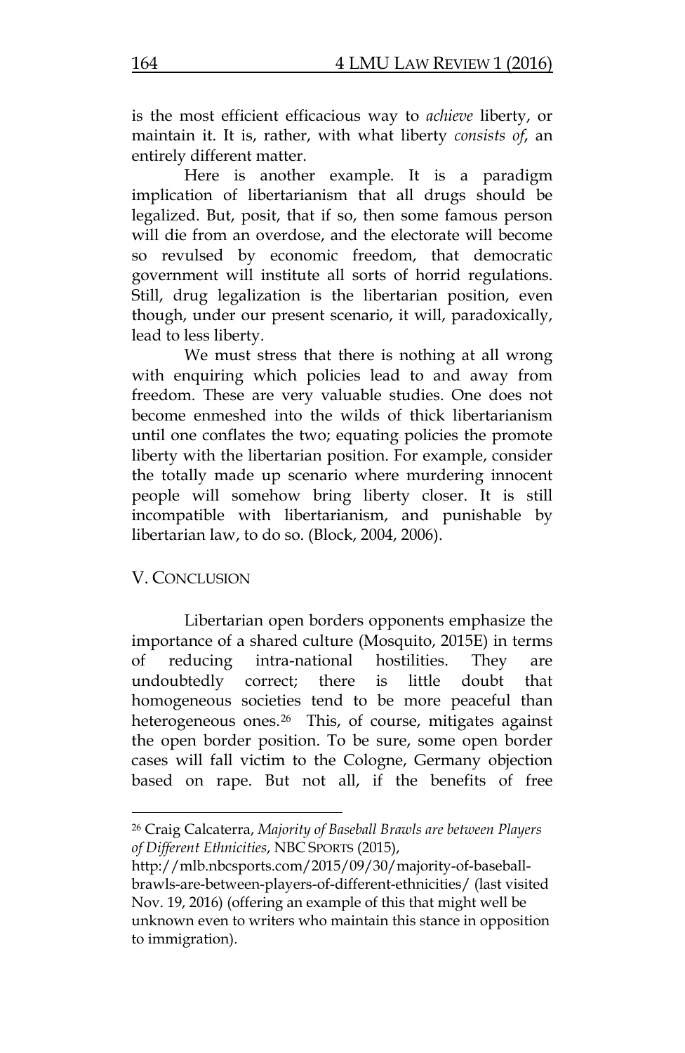is the most efficient efficacious way to *achieve* liberty, or maintain it. It is, rather, with what liberty *consists of*, an entirely different matter.

Here is another example. It is a paradigm implication of libertarianism that all drugs should be legalized. But, posit, that if so, then some famous person will die from an overdose, and the electorate will become so revulsed by economic freedom, that democratic government will institute all sorts of horrid regulations. Still, drug legalization is the libertarian position, even though, under our present scenario, it will, paradoxically, lead to less liberty.

We must stress that there is nothing at all wrong with enquiring which policies lead to and away from freedom. These are very valuable studies. One does not become enmeshed into the wilds of thick libertarianism until one conflates the two; equating policies the promote liberty with the libertarian position. For example, consider the totally made up scenario where murdering innocent people will somehow bring liberty closer. It is still incompatible with libertarianism, and punishable by libertarian law, to do so. (Block, 2004, 2006).

## V. CONCLUSION

Libertarian open borders opponents emphasize the importance of a shared culture (Mosquito, 2015E) in terms of reducing intra-national hostilities. They are undoubtedly correct; there is little doubt that homogeneous societies tend to be more peaceful than heterogeneous ones.[26] This, of course, mitigates against the open border position. To be sure, some open border cases will fall victim to the Cologne, Germany objection based on rape. But not all, if the benefits of free

---

[26] Craig Calcaterra, *Majority of Baseball Brawls are between Players of Different Ethnicities*, NBC SPORTS (2015), http://mlb.nbcsports.com/2015/09/30/majority-of-baseball-brawls-are-between-players-of-different-ethnicities/ (last visited Nov. 19, 2016) (offering an example of this that might well be unknown even to writers who maintain this stance in opposition to immigration).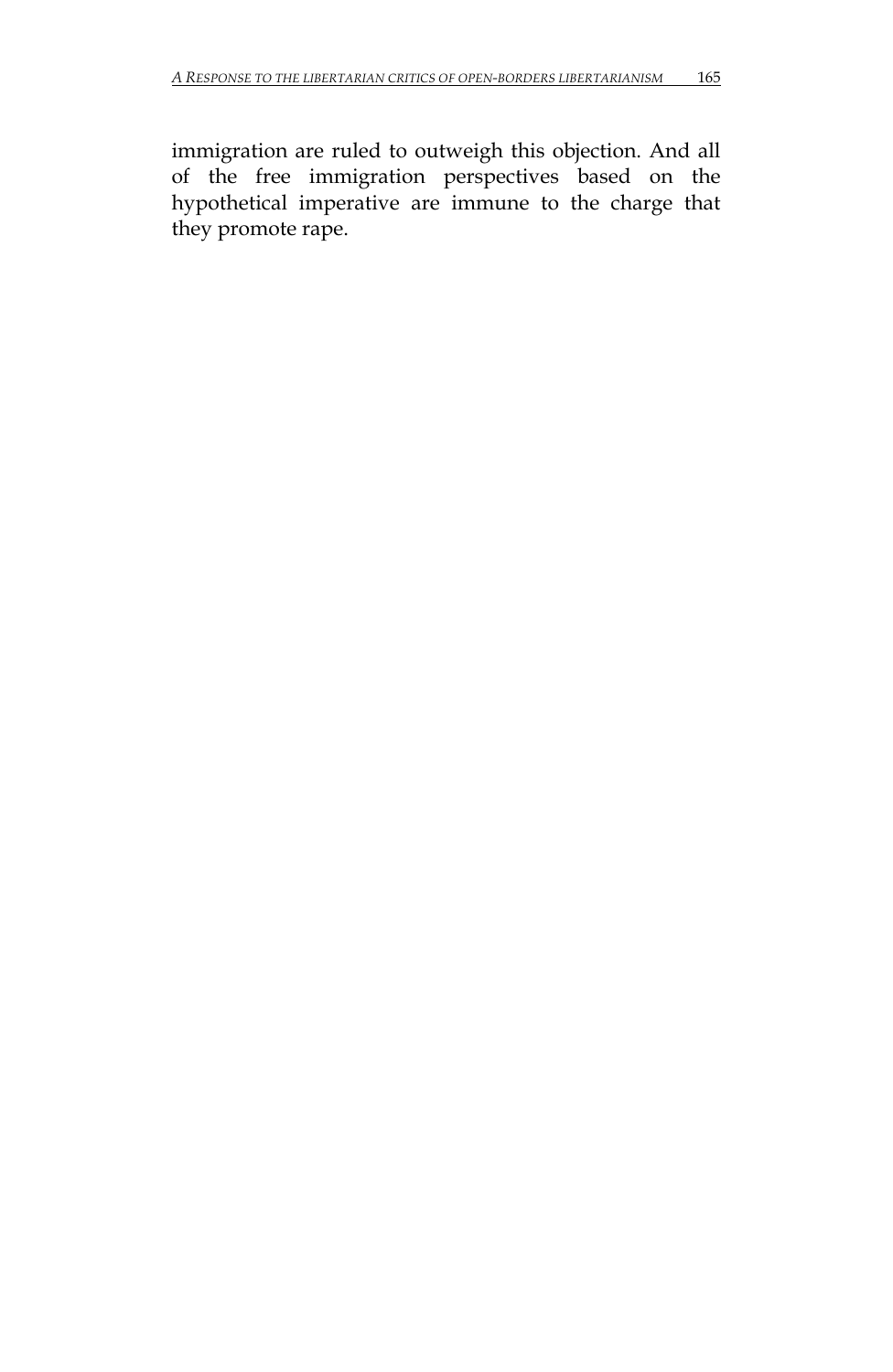immigration are ruled to outweigh this objection. And all of the free immigration perspectives based on the hypothetical imperative are immune to the charge that they promote rape.